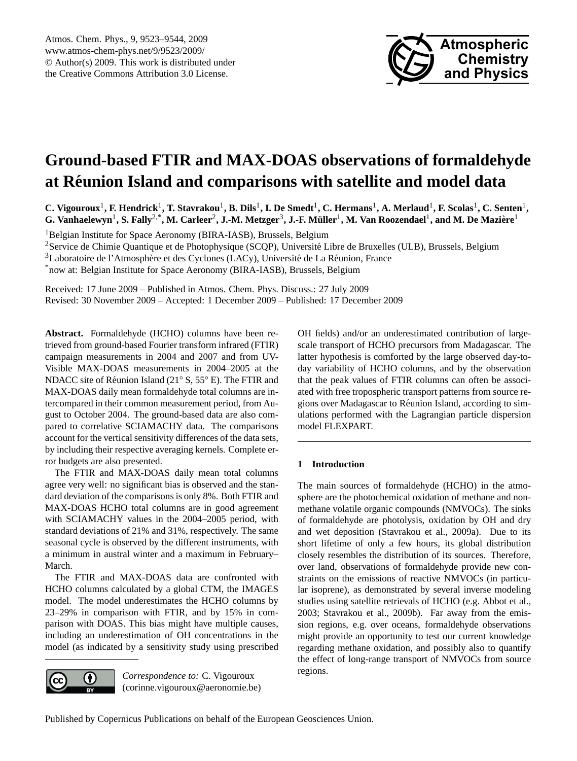# Ground-based FTIR and MAX-DOAS observations of formaldehyde at Réunion Island and comparisons with satellite and model data

**C. Vigouroux[1], F. Hendrick[1], T. Stavrakou[1], B. Dils[1], I. De Smedt[1], C. Hermans[1], A. Merlaud[1], F. Scolas[1], C. Senten[1], G. Vanhaelewyn[1], S. Fally[2,*], M. Carleer[2], J.-M. Metzger[3], J.-F. Müller[1], M. Van Roozendael[1], and M. De Mazière[1]**

[1]Belgian Institute for Space Aeronomy (BIRA-IASB), Brussels, Belgium

[2]Service de Chimie Quantique et de Photophysique (SCQP), Université Libre de Bruxelles (ULB), Brussels, Belgium

[3]Laboratoire de l'Atmosphère et des Cyclones (LACy), Université de La Réunion, France

[*]now at: Belgian Institute for Space Aeronomy (BIRA-IASB), Brussels, Belgium

Received: 17 June 2009 – Published in Atmos. Chem. Phys. Discuss.: 27 July 2009
Revised: 30 November 2009 – Accepted: 1 December 2009 – Published: 17 December 2009

**Abstract.** Formaldehyde (HCHO) columns have been retrieved from ground-based Fourier transform infrared (FTIR) campaign measurements in 2004 and 2007 and from UV-Visible MAX-DOAS measurements in 2004–2005 at the NDACC site of Réunion Island (21° S, 55° E). The FTIR and MAX-DOAS daily mean formaldehyde total columns are intercompared in their common measurement period, from August to October 2004. The ground-based data are also compared to correlative SCIAMACHY data. The comparisons account for the vertical sensitivity differences of the data sets, by including their respective averaging kernels. Complete error budgets are also presented.

The FTIR and MAX-DOAS daily mean total columns agree very well: no significant bias is observed and the standard deviation of the comparisons is only 8%. Both FTIR and MAX-DOAS HCHO total columns are in good agreement with SCIAMACHY values in the 2004–2005 period, with standard deviations of 21% and 31%, respectively. The same seasonal cycle is observed by the different instruments, with a minimum in austral winter and a maximum in February–March.

The FTIR and MAX-DOAS data are confronted with HCHO columns calculated by a global CTM, the IMAGES model. The model underestimates the HCHO columns by 23–29% in comparison with FTIR, and by 15% in comparison with DOAS. This bias might have multiple causes, including an underestimation of OH concentrations in the model (as indicated by a sensitivity study using prescribed OH fields) and/or an underestimated contribution of large-scale transport of HCHO precursors from Madagascar. The latter hypothesis is comforted by the large observed day-to-day variability of HCHO columns, and by the observation that the peak values of FTIR columns can often be associated with free tropospheric transport patterns from source regions over Madagascar to Réunion Island, according to simulations performed with the Lagrangian particle dispersion model FLEXPART.

*Correspondence to:* C. Vigouroux (corinne.vigouroux@aeronomie.be)

## 1 Introduction

The main sources of formaldehyde (HCHO) in the atmosphere are the photochemical oxidation of methane and non-methane volatile organic compounds (NMVOCs). The sinks of formaldehyde are photolysis, oxidation by OH and dry and wet deposition (Stavrakou et al., 2009a). Due to its short lifetime of only a few hours, its global distribution closely resembles the distribution of its sources. Therefore, over land, observations of formaldehyde provide new constraints on the emissions of reactive NMVOCs (in particular isoprene), as demonstrated by several inverse modeling studies using satellite retrievals of HCHO (e.g. Abbot et al., 2003; Stavrakou et al., 2009b). Far away from the emission regions, e.g. over oceans, formaldehyde observations might provide an opportunity to test our current knowledge regarding methane oxidation, and possibly also to quantify the effect of long-range transport of NMVOCs from source regions.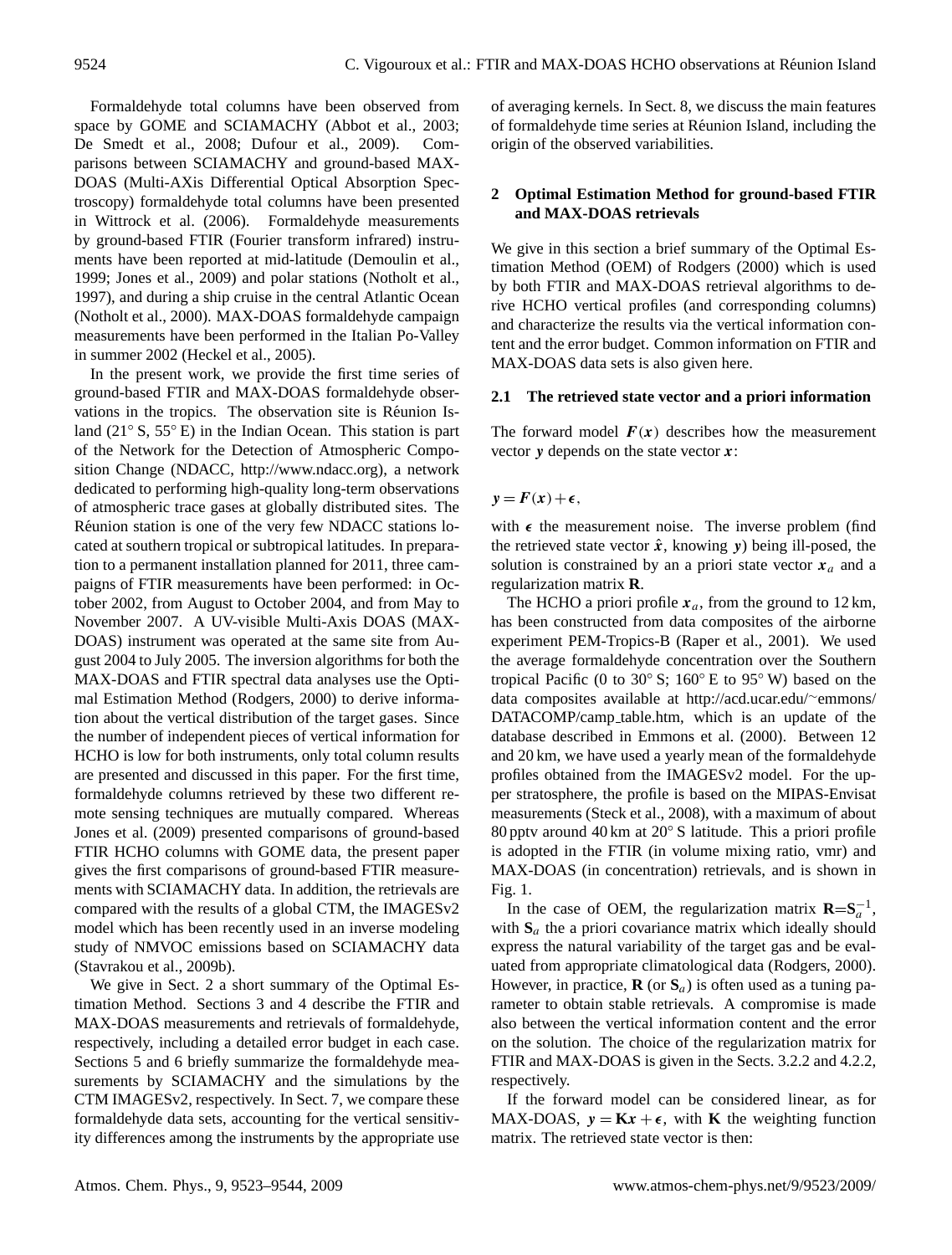Formaldehyde total columns have been observed from space by GOME and SCIAMACHY (Abbot et al., 2003; De Smedt et al., 2008; Dufour et al., 2009). Comparisons between SCIAMACHY and ground-based MAX-DOAS (Multi-AXis Differential Optical Absorption Spectroscopy) formaldehyde total columns have been presented in Wittrock et al. (2006). Formaldehyde measurements by ground-based FTIR (Fourier transform infrared) instruments have been reported at mid-latitude (Demoulin et al., 1999; Jones et al., 2009) and polar stations (Notholt et al., 1997), and during a ship cruise in the central Atlantic Ocean (Notholt et al., 2000). MAX-DOAS formaldehyde campaign measurements have been performed in the Italian Po-Valley in summer 2002 (Heckel et al., 2005).

In the present work, we provide the first time series of ground-based FTIR and MAX-DOAS formaldehyde observations in the tropics. The observation site is Réunion Island (21° S, 55° E) in the Indian Ocean. This station is part of the Network for the Detection of Atmospheric Composition Change (NDACC, http://www.ndacc.org), a network dedicated to performing high-quality long-term observations of atmospheric trace gases at globally distributed sites. The Réunion station is one of the very few NDACC stations located at southern tropical or subtropical latitudes. In preparation to a permanent installation planned for 2011, three campaigns of FTIR measurements have been performed: in October 2002, from August to October 2004, and from May to November 2007. A UV-visible Multi-Axis DOAS (MAX-DOAS) instrument was operated at the same site from August 2004 to July 2005. The inversion algorithms for both the MAX-DOAS and FTIR spectral data analyses use the Optimal Estimation Method (Rodgers, 2000) to derive information about the vertical distribution of the target gases. Since the number of independent pieces of vertical information for HCHO is low for both instruments, only total column results are presented and discussed in this paper. For the first time, formaldehyde columns retrieved by these two different remote sensing techniques are mutually compared. Whereas Jones et al. (2009) presented comparisons of ground-based FTIR HCHO columns with GOME data, the present paper gives the first comparisons of ground-based FTIR measurements with SCIAMACHY data. In addition, the retrievals are compared with the results of a global CTM, the IMAGESv2 model which has been recently used in an inverse modeling study of NMVOC emissions based on SCIAMACHY data (Stavrakou et al., 2009b).

We give in Sect. 2 a short summary of the Optimal Estimation Method. Sections 3 and 4 describe the FTIR and MAX-DOAS measurements and retrievals of formaldehyde, respectively, including a detailed error budget in each case. Sections 5 and 6 briefly summarize the formaldehyde measurements by SCIAMACHY and the simulations by the CTM IMAGESv2, respectively. In Sect. 7, we compare these formaldehyde data sets, accounting for the vertical sensitivity differences among the instruments by the appropriate use of averaging kernels. In Sect. 8, we discuss the main features of formaldehyde time series at Réunion Island, including the origin of the observed variabilities.

## 2 Optimal Estimation Method for ground-based FTIR and MAX-DOAS retrievals

We give in this section a brief summary of the Optimal Estimation Method (OEM) of Rodgers (2000) which is used by both FTIR and MAX-DOAS retrieval algorithms to derive HCHO vertical profiles (and corresponding columns) and characterize the results via the vertical information content and the error budget. Common information on FTIR and MAX-DOAS data sets is also given here.

### 2.1 The retrieved state vector and a priori information

The forward model $\boldsymbol{F}(\boldsymbol{x})$ describes how the measurement vector $\boldsymbol{y}$ depends on the state vector $\boldsymbol{x}$:

$$\boldsymbol{y} = \boldsymbol{F}(\boldsymbol{x}) + \boldsymbol{\epsilon},$$

with $\boldsymbol{\epsilon}$ the measurement noise. The inverse problem (find the retrieved state vector $\hat{\boldsymbol{x}}$, knowing $\boldsymbol{y}$) being ill-posed, the solution is constrained by an a priori state vector $\boldsymbol{x}_a$ and a regularization matrix $\mathbf{R}$.

The HCHO a priori profile $\boldsymbol{x}_a$, from the ground to 12 km, has been constructed from data composites of the airborne experiment PEM-Tropics-B (Raper et al., 2001). We used the average formaldehyde concentration over the Southern tropical Pacific (0 to 30° S; 160° E to 95° W) based on the data composites available at http://acd.ucar.edu/~emmons/DATACOMP/camp_table.htm, which is an update of the database described in Emmons et al. (2000). Between 12 and 20 km, we have used a yearly mean of the formaldehyde profiles obtained from the IMAGESv2 model. For the upper stratosphere, the profile is based on the MIPAS-Envisat measurements (Steck et al., 2008), with a maximum of about 80 pptv around 40 km at 20° S latitude. This a priori profile is adopted in the FTIR (in volume mixing ratio, vmr) and MAX-DOAS (in concentration) retrievals, and is shown in Fig. 1.

In the case of OEM, the regularization matrix $\mathbf{R}=\mathbf{S}_a^{-1}$, with $\mathbf{S}_a$ the a priori covariance matrix which ideally should express the natural variability of the target gas and be evaluated from appropriate climatological data (Rodgers, 2000). However, in practice, $\mathbf{R}$ (or $\mathbf{S}_a$) is often used as a tuning parameter to obtain stable retrievals. A compromise is made also between the vertical information content and the error on the solution. The choice of the regularization matrix for FTIR and MAX-DOAS is given in the Sects. 3.2.2 and 4.2.2, respectively.

If the forward model can be considered linear, as for MAX-DOAS, $\boldsymbol{y} = \mathbf{K}\boldsymbol{x} + \boldsymbol{\epsilon}$, with $\mathbf{K}$ the weighting function matrix. The retrieved state vector is then: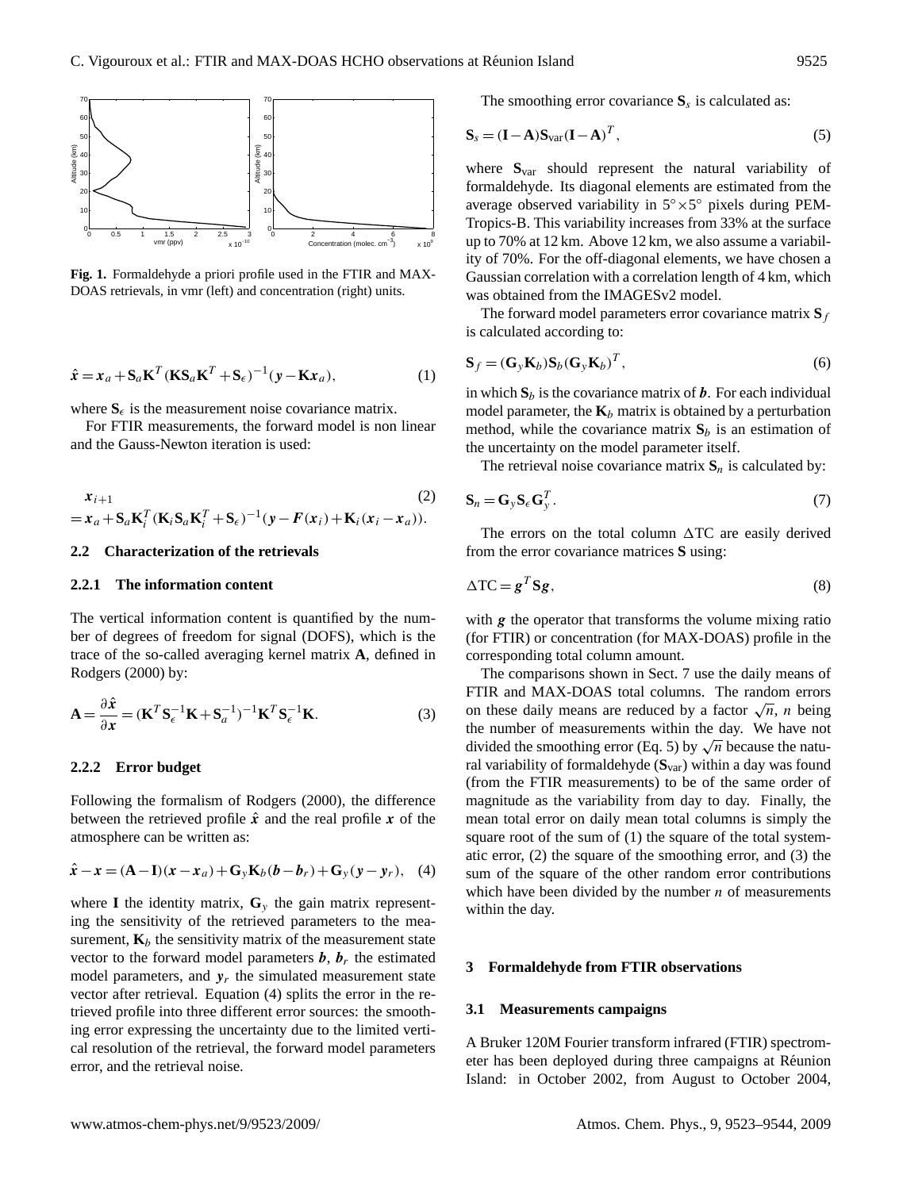**Fig. 1.** Formaldehyde a priori profile used in the FTIR and MAX-DOAS retrievals, in vmr (left) and concentration (right) units.

$$\hat{\boldsymbol{x}} = \boldsymbol{x}_a + \mathbf{S}_a \mathbf{K}^T (\mathbf{K}\mathbf{S}_a\mathbf{K}^T + \mathbf{S}_\epsilon)^{-1}(\boldsymbol{y} - \mathbf{K}\boldsymbol{x}_a), \tag{1}$$

where $\mathbf{S}_\epsilon$ is the measurement noise covariance matrix.

For FTIR measurements, the forward model is non linear and the Gauss-Newton iteration is used:

$$\begin{aligned} &\boldsymbol{x}_{i+1} \\ &= \boldsymbol{x}_a + \mathbf{S}_a \mathbf{K}_i^T (\mathbf{K}_i \mathbf{S}_a \mathbf{K}_i^T + \mathbf{S}_\epsilon)^{-1}(\boldsymbol{y} - \boldsymbol{F}(\boldsymbol{x}_i) + \mathbf{K}_i(\boldsymbol{x}_i - \boldsymbol{x}_a)). \end{aligned} \tag{2}$$

### 2.2 Characterization of the retrievals

#### 2.2.1 The information content

The vertical information content is quantified by the number of degrees of freedom for signal (DOFS), which is the trace of the so-called averaging kernel matrix **A**, defined in Rodgers (2000) by:

$$\mathbf{A} = \frac{\partial \hat{\boldsymbol{x}}}{\partial \boldsymbol{x}} = (\mathbf{K}^T \mathbf{S}_\epsilon^{-1} \mathbf{K} + \mathbf{S}_a^{-1})^{-1} \mathbf{K}^T \mathbf{S}_\epsilon^{-1} \mathbf{K}. \tag{3}$$

#### 2.2.2 Error budget

Following the formalism of Rodgers (2000), the difference between the retrieved profile $\hat{\boldsymbol{x}}$ and the real profile $\boldsymbol{x}$ of the atmosphere can be written as:

$$\hat{\boldsymbol{x}} - \boldsymbol{x} = (\mathbf{A} - \mathbf{I})(\boldsymbol{x} - \boldsymbol{x}_a) + \mathbf{G}_y \mathbf{K}_b (\boldsymbol{b} - \boldsymbol{b}_r) + \mathbf{G}_y (\boldsymbol{y} - \boldsymbol{y}_r), \tag{4}$$

where **I** the identity matrix, $\mathbf{G}_y$ the gain matrix representing the sensitivity of the retrieved parameters to the measurement, $\mathbf{K}_b$ the sensitivity matrix of the measurement state vector to the forward model parameters $\boldsymbol{b}$, $\boldsymbol{b}_r$ the estimated model parameters, and $\boldsymbol{y}_r$ the simulated measurement state vector after retrieval. Equation (4) splits the error in the retrieved profile into three different error sources: the smoothing error expressing the uncertainty due to the limited vertical resolution of the retrieval, the forward model parameters error, and the retrieval noise.

The smoothing error covariance $\mathbf{S}_s$ is calculated as:

$$\mathbf{S}_s = (\mathbf{I} - \mathbf{A})\mathbf{S}_{\text{var}}(\mathbf{I} - \mathbf{A})^T, \tag{5}$$

where $\mathbf{S}_{\text{var}}$ should represent the natural variability of formaldehyde. Its diagonal elements are estimated from the average observed variability in 5°×5° pixels during PEM-Tropics-B. This variability increases from 33% at the surface up to 70% at 12 km. Above 12 km, we also assume a variability of 70%. For the off-diagonal elements, we have chosen a Gaussian correlation with a correlation length of 4 km, which was obtained from the IMAGESv2 model.

The forward model parameters error covariance matrix $\mathbf{S}_f$ is calculated according to:

$$\mathbf{S}_f = (\mathbf{G}_y \mathbf{K}_b)\mathbf{S}_b(\mathbf{G}_y \mathbf{K}_b)^T, \tag{6}$$

in which $\mathbf{S}_b$ is the covariance matrix of $\boldsymbol{b}$. For each individual model parameter, the $\mathbf{K}_b$ matrix is obtained by a perturbation method, while the covariance matrix $\mathbf{S}_b$ is an estimation of the uncertainty on the model parameter itself.

The retrieval noise covariance matrix $\mathbf{S}_n$ is calculated by:

$$\mathbf{S}_n = \mathbf{G}_y \mathbf{S}_\epsilon \mathbf{G}_y^T. \tag{7}$$

The errors on the total column $\Delta$TC are easily derived from the error covariance matrices **S** using:

$$\Delta\text{TC} = \boldsymbol{g}^T \mathbf{S} \boldsymbol{g}, \tag{8}$$

with $\boldsymbol{g}$ the operator that transforms the volume mixing ratio (for FTIR) or concentration (for MAX-DOAS) profile in the corresponding total column amount.

The comparisons shown in Sect. 7 use the daily means of FTIR and MAX-DOAS total columns. The random errors on these daily means are reduced by a factor $\sqrt{n}$, $n$ being the number of measurements within the day. We have not divided the smoothing error (Eq. 5) by $\sqrt{n}$ because the natural variability of formaldehyde ($\mathbf{S}_{\text{var}}$) within a day was found (from the FTIR measurements) to be of the same order of magnitude as the variability from day to day. Finally, the mean total error on daily mean total columns is simply the square root of the sum of (1) the square of the total systematic error, (2) the square of the smoothing error, and (3) the sum of the square of the other random error contributions which have been divided by the number $n$ of measurements within the day.

## 3 Formaldehyde from FTIR observations

### 3.1 Measurements campaigns

A Bruker 120M Fourier transform infrared (FTIR) spectrometer has been deployed during three campaigns at Réunion Island: in October 2002, from August to October 2004,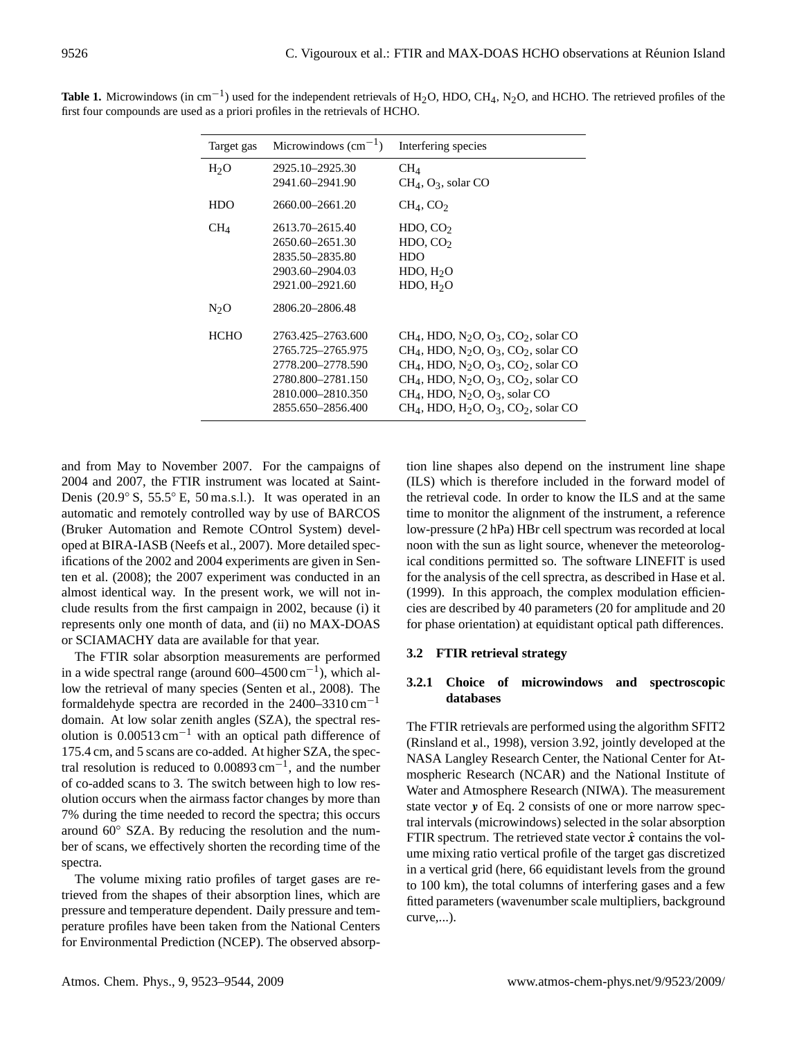**Table 1.** Microwindows (in $cm^{-1}$) used for the independent retrievals of $H_2O$, HDO, $CH_4$, $N_2O$, and HCHO. The retrieved profiles of the first four compounds are used as a priori profiles in the retrievals of HCHO.

| Target gas | Microwindows ($cm^{-1}$) | Interfering species |
|---|---|---|
| $H_2O$ | 2925.10–2925.30 | $CH_4$ |
| | 2941.60–2941.90 | $CH_4$, $O_3$, solar CO |
| HDO | 2660.00–2661.20 | $CH_4$, $CO_2$ |
| $CH_4$ | 2613.70–2615.40 | HDO, $CO_2$ |
| | 2650.60–2651.30 | HDO, $CO_2$ |
| | 2835.50–2835.80 | HDO |
| | 2903.60–2904.03 | HDO, $H_2O$ |
| | 2921.00–2921.60 | HDO, $H_2O$ |
| $N_2O$ | 2806.20–2806.48 | |
| HCHO | 2763.425–2763.600 | $CH_4$, HDO, $N_2O$, $O_3$, $CO_2$, solar CO |
| | 2765.725–2765.975 | $CH_4$, HDO, $N_2O$, $O_3$, $CO_2$, solar CO |
| | 2778.200–2778.590 | $CH_4$, HDO, $N_2O$, $O_3$, $CO_2$, solar CO |
| | 2780.800–2781.150 | $CH_4$, HDO, $N_2O$, $O_3$, $CO_2$, solar CO |
| | 2810.000–2810.350 | $CH_4$, HDO, $N_2O$, $O_3$, solar CO |
| | 2855.650–2856.400 | $CH_4$, HDO, $H_2O$, $O_3$, $CO_2$, solar CO |

and from May to November 2007. For the campaigns of 2004 and 2007, the FTIR instrument was located at Saint-Denis (20.9° S, 55.5° E, 50 m a.s.l.). It was operated in an automatic and remotely controlled way by use of BARCOS (Bruker Automation and Remote COntrol System) developed at BIRA-IASB (Neefs et al., 2007). More detailed specifications of the 2002 and 2004 experiments are given in Senten et al. (2008); the 2007 experiment was conducted in an almost identical way. In the present work, we will not include results from the first campaign in 2002, because (i) it represents only one month of data, and (ii) no MAX-DOAS or SCIAMACHY data are available for that year.

The FTIR solar absorption measurements are performed in a wide spectral range (around 600–4500 $cm^{-1}$), which allow the retrieval of many species (Senten et al., 2008). The formaldehyde spectra are recorded in the 2400–3310 $cm^{-1}$ domain. At low solar zenith angles (SZA), the spectral resolution is 0.00513 $cm^{-1}$ with an optical path difference of 175.4 cm, and 5 scans are co-added. At higher SZA, the spectral resolution is reduced to 0.00893 $cm^{-1}$, and the number of co-added scans to 3. The switch between high to low resolution occurs when the airmass factor changes by more than 7% during the time needed to record the spectra; this occurs around 60° SZA. By reducing the resolution and the number of scans, we effectively shorten the recording time of the spectra.

The volume mixing ratio profiles of target gases are retrieved from the shapes of their absorption lines, which are pressure and temperature dependent. Daily pressure and temperature profiles have been taken from the National Centers for Environmental Prediction (NCEP). The observed absorption line shapes also depend on the instrument line shape (ILS) which is therefore included in the forward model of the retrieval code. In order to know the ILS and at the same time to monitor the alignment of the instrument, a reference low-pressure (2 hPa) HBr cell spectrum was recorded at local noon with the sun as light source, whenever the meteorological conditions permitted so. The software LINEFIT is used for the analysis of the cell sprectra, as described in Hase et al. (1999). In this approach, the complex modulation efficiencies are described by 40 parameters (20 for amplitude and 20 for phase orientation) at equidistant optical path differences.

### 3.2 FTIR retrieval strategy

#### 3.2.1 Choice of microwindows and spectroscopic databases

The FTIR retrievals are performed using the algorithm SFIT2 (Rinsland et al., 1998), version 3.92, jointly developed at the NASA Langley Research Center, the National Center for Atmospheric Research (NCAR) and the National Institute of Water and Atmosphere Research (NIWA). The measurement state vector $\boldsymbol{y}$ of Eq. 2 consists of one or more narrow spectral intervals (microwindows) selected in the solar absorption FTIR spectrum. The retrieved state vector $\hat{\boldsymbol{x}}$ contains the volume mixing ratio vertical profile of the target gas discretized in a vertical grid (here, 66 equidistant levels from the ground to 100 km), the total columns of interfering gases and a few fitted parameters (wavenumber scale multipliers, background curve,...).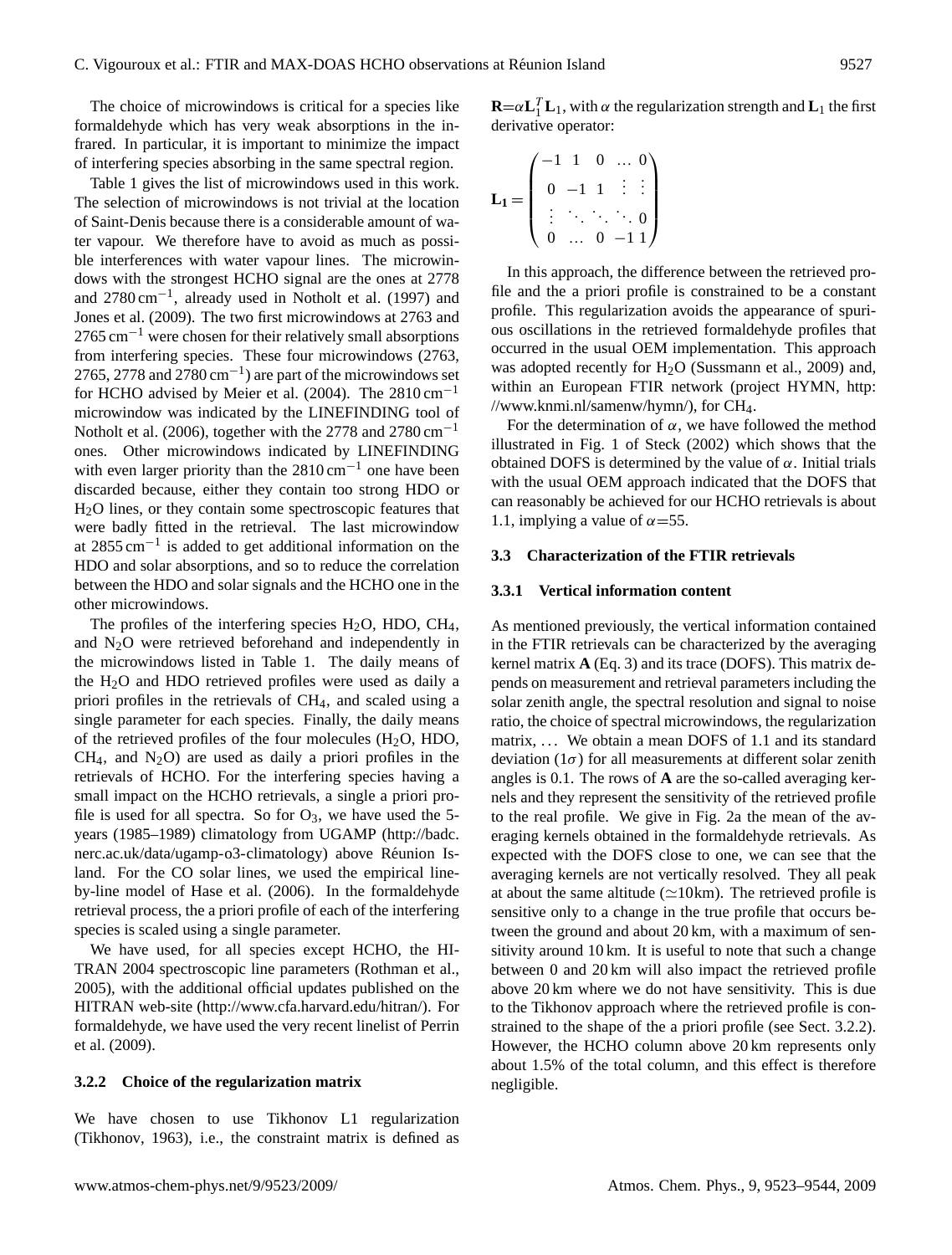The choice of microwindows is critical for a species like formaldehyde which has very weak absorptions in the infrared. In particular, it is important to minimize the impact of interfering species absorbing in the same spectral region.

Table 1 gives the list of microwindows used in this work. The selection of microwindows is not trivial at the location of Saint-Denis because there is a considerable amount of water vapour. We therefore have to avoid as much as possible interferences with water vapour lines. The microwindows with the strongest HCHO signal are the ones at 2778 and 2780 $\mathrm{cm}^{-1}$, already used in Notholt et al. (1997) and Jones et al. (2009). The two first microwindows at 2763 and 2765 $\mathrm{cm}^{-1}$ were chosen for their relatively small absorptions from interfering species. These four microwindows (2763, 2765, 2778 and 2780 $\mathrm{cm}^{-1}$) are part of the microwindows set for HCHO advised by Meier et al. (2004). The 2810 $\mathrm{cm}^{-1}$ microwindow was indicated by the LINEFINDING tool of Notholt et al. (2006), together with the 2778 and 2780 $\mathrm{cm}^{-1}$ ones. Other microwindows indicated by LINEFINDING with even larger priority than the 2810 $\mathrm{cm}^{-1}$ one have been discarded because, either they contain too strong HDO or $H_2O$ lines, or they contain some spectroscopic features that were badly fitted in the retrieval. The last microwindow at 2855 $\mathrm{cm}^{-1}$ is added to get additional information on the HDO and solar absorptions, and so to reduce the correlation between the HDO and solar signals and the HCHO one in the other microwindows.

The profiles of the interfering species $H_2O$, HDO, $CH_4$, and $N_2O$ were retrieved beforehand and independently in the microwindows listed in Table 1. The daily means of the $H_2O$ and HDO retrieved profiles were used as daily a priori profiles in the retrievals of $CH_4$, and scaled using a single parameter for each species. Finally, the daily means of the retrieved profiles of the four molecules ($H_2O$, HDO, $CH_4$, and $N_2O$) are used as daily a priori profiles in the retrievals of HCHO. For the interfering species having a small impact on the HCHO retrievals, a single a priori profile is used for all spectra. So for $O_3$, we have used the 5-years (1985–1989) climatology from UGAMP (http://badc.nerc.ac.uk/data/ugamp-o3-climatology) above Réunion Island. For the CO solar lines, we used the empirical line-by-line model of Hase et al. (2006). In the formaldehyde retrieval process, the a priori profile of each of the interfering species is scaled using a single parameter.

We have used, for all species except HCHO, the HITRAN 2004 spectroscopic line parameters (Rothman et al., 2005), with the additional official updates published on the HITRAN web-site (http://www.cfa.harvard.edu/hitran/). For formaldehyde, we have used the very recent linelist of Perrin et al. (2009).

#### 3.2.2 Choice of the regularization matrix

We have chosen to use Tikhonov L1 regularization (Tikhonov, 1963), i.e., the constraint matrix is defined as $\mathbf{R}=\alpha\mathbf{L}_1^T\mathbf{L}_1$, with $\alpha$ the regularization strength and $\mathbf{L}_1$ the first derivative operator:

$$\mathbf{L_1} = \begin{pmatrix} -1 & 1 & 0 & \dots & 0 \\ 0 & -1 & 1 & \vdots & \vdots \\ \vdots & \ddots & \ddots & \ddots & 0 \\ 0 & \dots & 0 & -1 & 1 \end{pmatrix}$$

In this approach, the difference between the retrieved profile and the a priori profile is constrained to be a constant profile. This regularization avoids the appearance of spurious oscillations in the retrieved formaldehyde profiles that occurred in the usual OEM implementation. This approach was adopted recently for $H_2O$ (Sussmann et al., 2009) and, within an European FTIR network (project HYMN, http://www.knmi.nl/samenw/hymn/), for $CH_4$.

For the determination of $\alpha$, we have followed the method illustrated in Fig. 1 of Steck (2002) which shows that the obtained DOFS is determined by the value of $\alpha$. Initial trials with the usual OEM approach indicated that the DOFS that can reasonably be achieved for our HCHO retrievals is about 1.1, implying a value of $\alpha$=55.

### 3.3 Characterization of the FTIR retrievals

#### 3.3.1 Vertical information content

As mentioned previously, the vertical information contained in the FTIR retrievals can be characterized by the averaging kernel matrix **A** (Eq. 3) and its trace (DOFS). This matrix depends on measurement and retrieval parameters including the solar zenith angle, the spectral resolution and signal to noise ratio, the choice of spectral microwindows, the regularization matrix, ... We obtain a mean DOFS of 1.1 and its standard deviation ($1\sigma$) for all measurements at different solar zenith angles is 0.1. The rows of **A** are the so-called averaging kernels and they represent the sensitivity of the retrieved profile to the real profile. We give in Fig. 2a the mean of the averaging kernels obtained in the formaldehyde retrievals. As expected with the DOFS close to one, we can see that the averaging kernels are not vertically resolved. They all peak at about the same altitude ($\simeq$10 km). The retrieved profile is sensitive only to a change in the true profile that occurs between the ground and about 20 km, with a maximum of sensitivity around 10 km. It is useful to note that such a change between 0 and 20 km will also impact the retrieved profile above 20 km where we do not have sensitivity. This is due to the Tikhonov approach where the retrieved profile is constrained to the shape of the a priori profile (see Sect. 3.2.2). However, the HCHO column above 20 km represents only about 1.5% of the total column, and this effect is therefore negligible.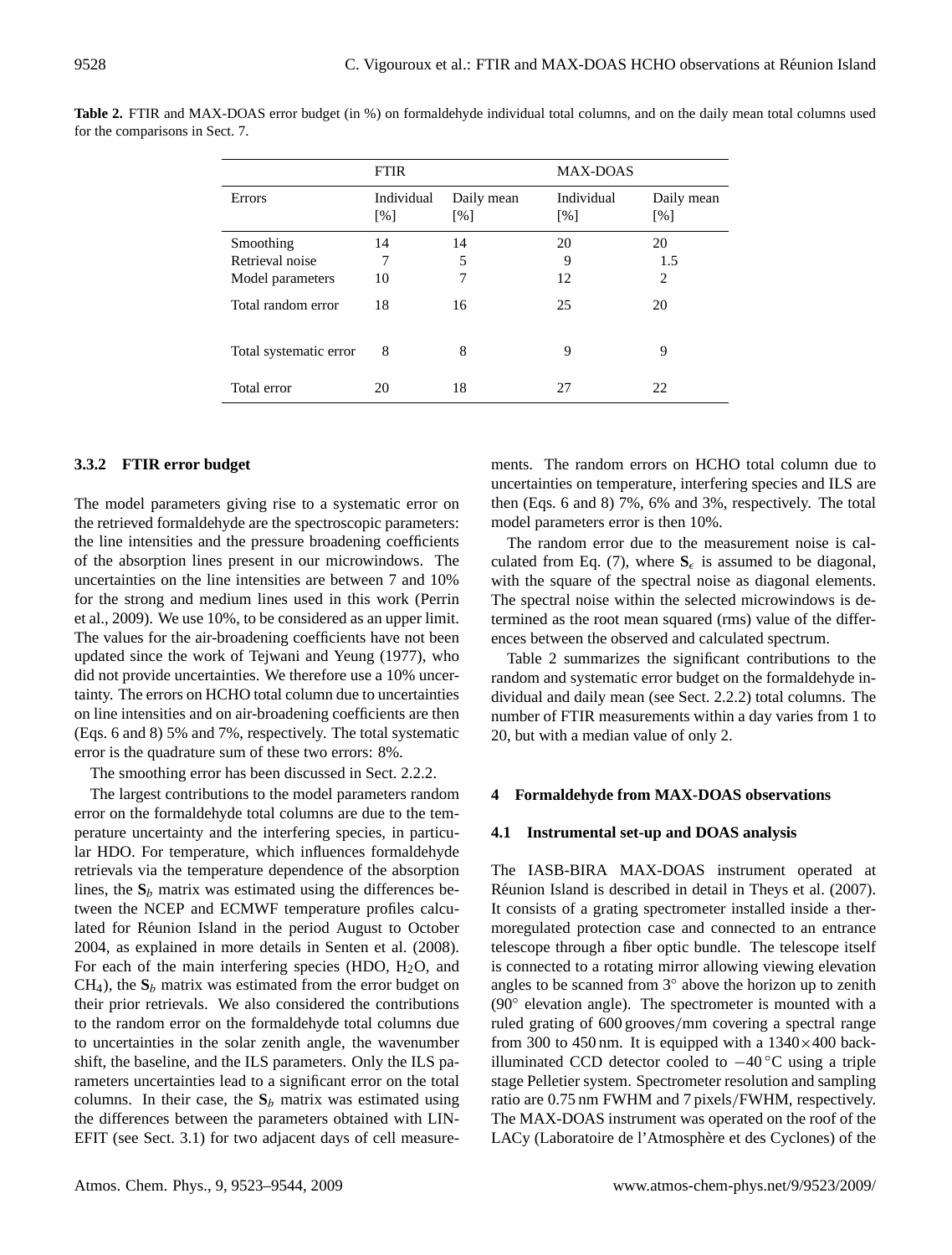**Table 2.** FTIR and MAX-DOAS error budget (in %) on formaldehyde individual total columns, and on the daily mean total columns used for the comparisons in Sect. 7.

| | FTIR | | MAX-DOAS | |
|---|---|---|---|---|
| Errors | Individual [%] | Daily mean [%] | Individual [%] | Daily mean [%] |
| Smoothing | 14 | 14 | 20 | 20 |
| Retrieval noise | 7 | 5 | 9 | 1.5 |
| Model parameters | 10 | 7 | 12 | 2 |
| Total random error | 18 | 16 | 25 | 20 |
| Total systematic error | 8 | 8 | 9 | 9 |
| Total error | 20 | 18 | 27 | 22 |

### 3.3.2 FTIR error budget

The model parameters giving rise to a systematic error on the retrieved formaldehyde are the spectroscopic parameters: the line intensities and the pressure broadening coefficients of the absorption lines present in our microwindows. The uncertainties on the line intensities are between 7 and 10% for the strong and medium lines used in this work (Perrin et al., 2009). We use 10%, to be considered as an upper limit. The values for the air-broadening coefficients have not been updated since the work of Tejwani and Yeung (1977), who did not provide uncertainties. We therefore use a 10% uncertainty. The errors on HCHO total column due to uncertainties on line intensities and on air-broadening coefficients are then (Eqs. 6 and 8) 5% and 7%, respectively. The total systematic error is the quadrature sum of these two errors: 8%.

The smoothing error has been discussed in Sect. 2.2.2.

The largest contributions to the model parameters random error on the formaldehyde total columns are due to the temperature uncertainty and the interfering species, in particular HDO. For temperature, which influences formaldehyde retrievals via the temperature dependence of the absorption lines, the $\mathbf{S}_b$ matrix was estimated using the differences between the NCEP and ECMWF temperature profiles calculated for Réunion Island in the period August to October 2004, as explained in more details in Senten et al. (2008). For each of the main interfering species (HDO, $H_2O$, and $CH_4$), the $\mathbf{S}_b$ matrix was estimated from the error budget on their prior retrievals. We also considered the contributions to the random error on the formaldehyde total columns due to uncertainties in the solar zenith angle, the wavenumber shift, the baseline, and the ILS parameters. Only the ILS parameters uncertainties lead to a significant error on the total columns. In their case, the $\mathbf{S}_b$ matrix was estimated using the differences between the parameters obtained with LINEFIT (see Sect. 3.1) for two adjacent days of cell measurements. The random errors on HCHO total column due to uncertainties on temperature, interfering species and ILS are then (Eqs. 6 and 8) 7%, 6% and 3%, respectively. The total model parameters error is then 10%.

The random error due to the measurement noise is calculated from Eq. (7), where $\mathbf{S}_\epsilon$ is assumed to be diagonal, with the square of the spectral noise as diagonal elements. The spectral noise within the selected microwindows is determined as the root mean squared (rms) value of the differences between the observed and calculated spectrum.

Table 2 summarizes the significant contributions to the random and systematic error budget on the formaldehyde individual and daily mean (see Sect. 2.2.2) total columns. The number of FTIR measurements within a day varies from 1 to 20, but with a median value of only 2.

## 4 Formaldehyde from MAX-DOAS observations

### 4.1 Instrumental set-up and DOAS analysis

The IASB-BIRA MAX-DOAS instrument operated at Réunion Island is described in detail in Theys et al. (2007). It consists of a grating spectrometer installed inside a thermoregulated protection case and connected to an entrance telescope through a fiber optic bundle. The telescope itself is connected to a rotating mirror allowing viewing elevation angles to be scanned from 3° above the horizon up to zenith (90° elevation angle). The spectrometer is mounted with a ruled grating of 600 grooves/mm covering a spectral range from 300 to 450 nm. It is equipped with a 1340×400 back-illuminated CCD detector cooled to −40 °C using a triple stage Pelletier system. Spectrometer resolution and sampling ratio are 0.75 nm FWHM and 7 pixels/FWHM, respectively. The MAX-DOAS instrument was operated on the roof of the LACy (Laboratoire de l'Atmosphère et des Cyclones) of the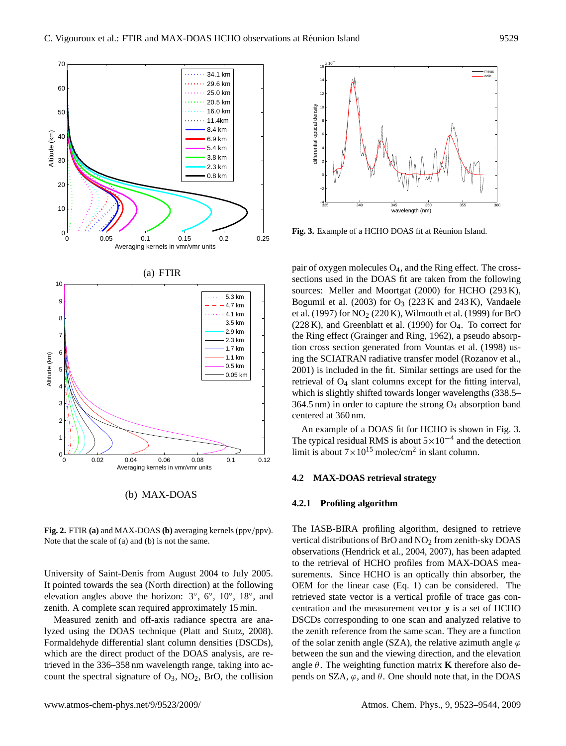(a) FTIR

(b) MAX-DOAS

**Fig. 2.** FTIR **(a)** and MAX-DOAS **(b)** averaging kernels (ppv/ppv). Note that the scale of (a) and (b) is not the same.

University of Saint-Denis from August 2004 to July 2005. It pointed towards the sea (North direction) at the following elevation angles above the horizon: 3°, 6°, 10°, 18°, and zenith. A complete scan required approximately 15 min.

Measured zenith and off-axis radiance spectra are analyzed using the DOAS technique (Platt and Stutz, 2008). Formaldehyde differential slant column densities (DSCDs), which are the direct product of the DOAS analysis, are retrieved in the 336–358 nm wavelength range, taking into account the spectral signature of $O_3$, $NO_2$, BrO, the collision pair of oxygen molecules $O_4$, and the Ring effect. The cross-sections used in the DOAS fit are taken from the following sources: Meller and Moortgat (2000) for HCHO (293 K), Bogumil et al. (2003) for $O_3$ (223 K and 243 K), Vandaele et al. (1997) for $NO_2$ (220 K), Wilmouth et al. (1999) for BrO (228 K), and Greenblatt et al. (1990) for $O_4$. To correct for the Ring effect (Grainger and Ring, 1962), a pseudo absorption cross section generated from Vountas et al. (1998) using the SCIATRAN radiative transfer model (Rozanov et al., 2001) is included in the fit. Similar settings are used for the retrieval of $O_4$ slant columns except for the fitting interval, which is slightly shifted towards longer wavelengths (338.5–364.5 nm) in order to capture the strong $O_4$ absorption band centered at 360 nm.

**Fig. 3.** Example of a HCHO DOAS fit at Réunion Island.

An example of a DOAS fit for HCHO is shown in Fig. 3. The typical residual RMS is about $5\times10^{-4}$ and the detection limit is about $7\times10^{15}$ molec/cm$^2$ in slant column.

### 4.2 MAX-DOAS retrieval strategy

#### 4.2.1 Profiling algorithm

The IASB-BIRA profiling algorithm, designed to retrieve vertical distributions of BrO and $NO_2$ from zenith-sky DOAS observations (Hendrick et al., 2004, 2007), has been adapted to the retrieval of HCHO profiles from MAX-DOAS measurements. Since HCHO is an optically thin absorber, the OEM for the linear case (Eq. 1) can be considered. The retrieved state vector is a vertical profile of trace gas concentration and the measurement vector $\boldsymbol{y}$ is a set of HCHO DSCDs corresponding to one scan and analyzed relative to the zenith reference from the same scan. They are a function of the solar zenith angle (SZA), the relative azimuth angle $\varphi$ between the sun and the viewing direction, and the elevation angle $\theta$. The weighting function matrix $\mathbf{K}$ therefore also depends on SZA, $\varphi$, and $\theta$. One should note that, in the DOAS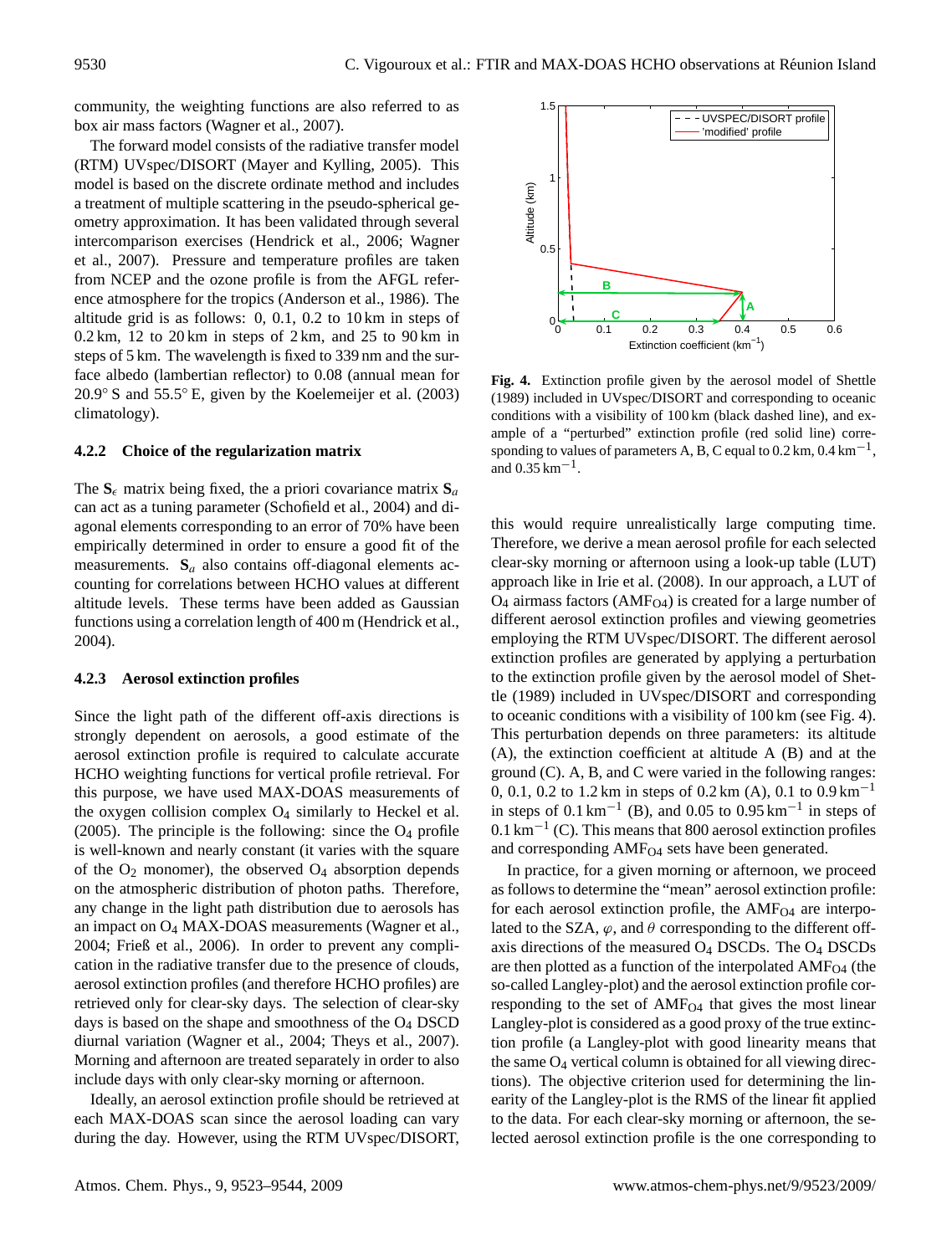community, the weighting functions are also referred to as box air mass factors (Wagner et al., 2007).

The forward model consists of the radiative transfer model (RTM) UVspec/DISORT (Mayer and Kylling, 2005). This model is based on the discrete ordinate method and includes a treatment of multiple scattering in the pseudo-spherical geometry approximation. It has been validated through several intercomparison exercises (Hendrick et al., 2006; Wagner et al., 2007). Pressure and temperature profiles are taken from NCEP and the ozone profile is from the AFGL reference atmosphere for the tropics (Anderson et al., 1986). The altitude grid is as follows: 0, 0.1, 0.2 to 10 km in steps of 0.2 km, 12 to 20 km in steps of 2 km, and 25 to 90 km in steps of 5 km. The wavelength is fixed to 339 nm and the surface albedo (lambertian reflector) to 0.08 (annual mean for 20.9° S and 55.5° E, given by the Koelemeijer et al. (2003) climatology).

#### 4.2.2 Choice of the regularization matrix

The $\mathbf{S}_\epsilon$ matrix being fixed, the a priori covariance matrix $\mathbf{S}_a$ can act as a tuning parameter (Schofield et al., 2004) and diagonal elements corresponding to an error of 70% have been empirically determined in order to ensure a good fit of the measurements. $\mathbf{S}_a$ also contains off-diagonal elements accounting for correlations between HCHO values at different altitude levels. These terms have been added as Gaussian functions using a correlation length of 400 m (Hendrick et al., 2004).

#### 4.2.3 Aerosol extinction profiles

Since the light path of the different off-axis directions is strongly dependent on aerosols, a good estimate of the aerosol extinction profile is required to calculate accurate HCHO weighting functions for vertical profile retrieval. For this purpose, we have used MAX-DOAS measurements of the oxygen collision complex $O_4$ similarly to Heckel et al. (2005). The principle is the following: since the $O_4$ profile is well-known and nearly constant (it varies with the square of the $O_2$ monomer), the observed $O_4$ absorption depends on the atmospheric distribution of photon paths. Therefore, any change in the light path distribution due to aerosols has an impact on $O_4$ MAX-DOAS measurements (Wagner et al., 2004; Frieß et al., 2006). In order to prevent any complication in the radiative transfer due to the presence of clouds, aerosol extinction profiles (and therefore HCHO profiles) are retrieved only for clear-sky days. The selection of clear-sky days is based on the shape and smoothness of the $O_4$ DSCD diurnal variation (Wagner et al., 2004; Theys et al., 2007). Morning and afternoon are treated separately in order to also include days with only clear-sky morning or afternoon.

Ideally, an aerosol extinction profile should be retrieved at each MAX-DOAS scan since the aerosol loading can vary during the day. However, using the RTM UVspec/DISORT, this would require unrealistically large computing time. Therefore, we derive a mean aerosol profile for each selected clear-sky morning or afternoon using a look-up table (LUT) approach like in Irie et al. (2008). In our approach, a LUT of $O_4$ airmass factors ($AMF_{O4}$) is created for a large number of different aerosol extinction profiles and viewing geometries employing the RTM UVspec/DISORT. The different aerosol extinction profiles are generated by applying a perturbation to the extinction profile given by the aerosol model of Shettle (1989) included in UVspec/DISORT and corresponding to oceanic conditions with a visibility of 100 km (see Fig. 4). This perturbation depends on three parameters: its altitude (A), the extinction coefficient at altitude A (B) and at the ground (C). A, B, and C were varied in the following ranges: 0, 0.1, 0.2 to 1.2 km in steps of 0.2 km (A), 0.1 to 0.9 $km^{-1}$ in steps of 0.1 $km^{-1}$ (B), and 0.05 to 0.95 $km^{-1}$ in steps of 0.1 $km^{-1}$ (C). This means that 800 aerosol extinction profiles and corresponding $AMF_{O4}$ sets have been generated.

**Fig. 4.** Extinction profile given by the aerosol model of Shettle (1989) included in UVspec/DISORT and corresponding to oceanic conditions with a visibility of 100 km (black dashed line), and example of a "perturbed" extinction profile (red solid line) corresponding to values of parameters A, B, C equal to 0.2 km, 0.4 $km^{-1}$, and 0.35 $km^{-1}$.

In practice, for a given morning or afternoon, we proceed as follows to determine the "mean" aerosol extinction profile: for each aerosol extinction profile, the $AMF_{O4}$ are interpolated to the SZA, $\varphi$, and $\theta$ corresponding to the different off-axis directions of the measured $O_4$ DSCDs. The $O_4$ DSCDs are then plotted as a function of the interpolated $AMF_{O4}$ (the so-called Langley-plot) and the aerosol extinction profile corresponding to the set of $AMF_{O4}$ that gives the most linear Langley-plot is considered as a good proxy of the true extinction profile (a Langley-plot with good linearity means that the same $O_4$ vertical column is obtained for all viewing directions). The objective criterion used for determining the linearity of the Langley-plot is the RMS of the linear fit applied to the data. For each clear-sky morning or afternoon, the selected aerosol extinction profile is the one corresponding to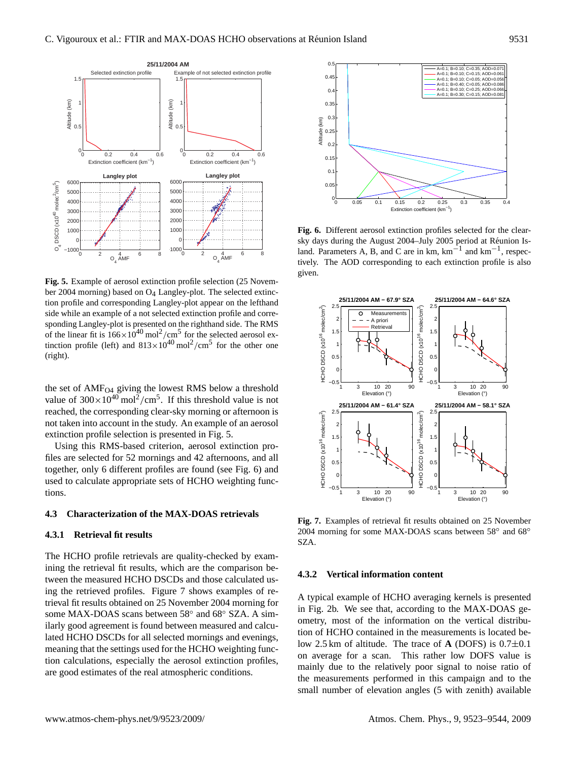**Fig. 5.** Example of aerosol extinction profile selection (25 November 2004 morning) based on $O_4$ Langley-plot. The selected extinction profile and corresponding Langley-plot appear on the lefthand side while an example of a not selected extinction profile and corresponding Langley-plot is presented on the righthand side. The RMS of the linear fit is $166\times10^{40}$ mol$^2$/cm$^5$ for the selected aerosol extinction profile (left) and $813\times10^{40}$ mol$^2$/cm$^5$ for the other one (right).

the set of $AMF_{O4}$ giving the lowest RMS below a threshold value of $300\times10^{40}$ mol$^2$/cm$^5$. If this threshold value is not reached, the corresponding clear-sky morning or afternoon is not taken into account in the study. An example of an aerosol extinction profile selection is presented in Fig. 5.

Using this RMS-based criterion, aerosol extinction profiles are selected for 52 mornings and 42 afternoons, and all together, only 6 different profiles are found (see Fig. 6) and used to calculate appropriate sets of HCHO weighting functions.

**Fig. 6.** Different aerosol extinction profiles selected for the clear-sky days during the August 2004–July 2005 period at Réunion Island. Parameters A, B, and C are in km, km$^{-1}$ and km$^{-1}$, respectively. The AOD corresponding to each extinction profile is also given.

**Fig. 7.** Examples of retrieval fit results obtained on 25 November 2004 morning for some MAX-DOAS scans between 58° and 68° SZA.

### 4.3 Characterization of the MAX-DOAS retrievals

#### 4.3.1 Retrieval fit results

The HCHO profile retrievals are quality-checked by examining the retrieval fit results, which are the comparison between the measured HCHO DSCDs and those calculated using the retrieved profiles. Figure 7 shows examples of retrieval fit results obtained on 25 November 2004 morning for some MAX-DOAS scans between 58° and 68° SZA. A similarly good agreement is found between measured and calculated HCHO DSCDs for all selected mornings and evenings, meaning that the settings used for the HCHO weighting function calculations, especially the aerosol extinction profiles, are good estimates of the real atmospheric conditions.

#### 4.3.2 Vertical information content

A typical example of HCHO averaging kernels is presented in Fig. 2b. We see that, according to the MAX-DOAS geometry, most of the information on the vertical distribution of HCHO contained in the measurements is located below 2.5 km of altitude. The trace of **A** (DOFS) is 0.7±0.1 on average for a scan. This rather low DOFS value is mainly due to the relatively poor signal to noise ratio of the measurements performed in this campaign and to the small number of elevation angles (5 with zenith) available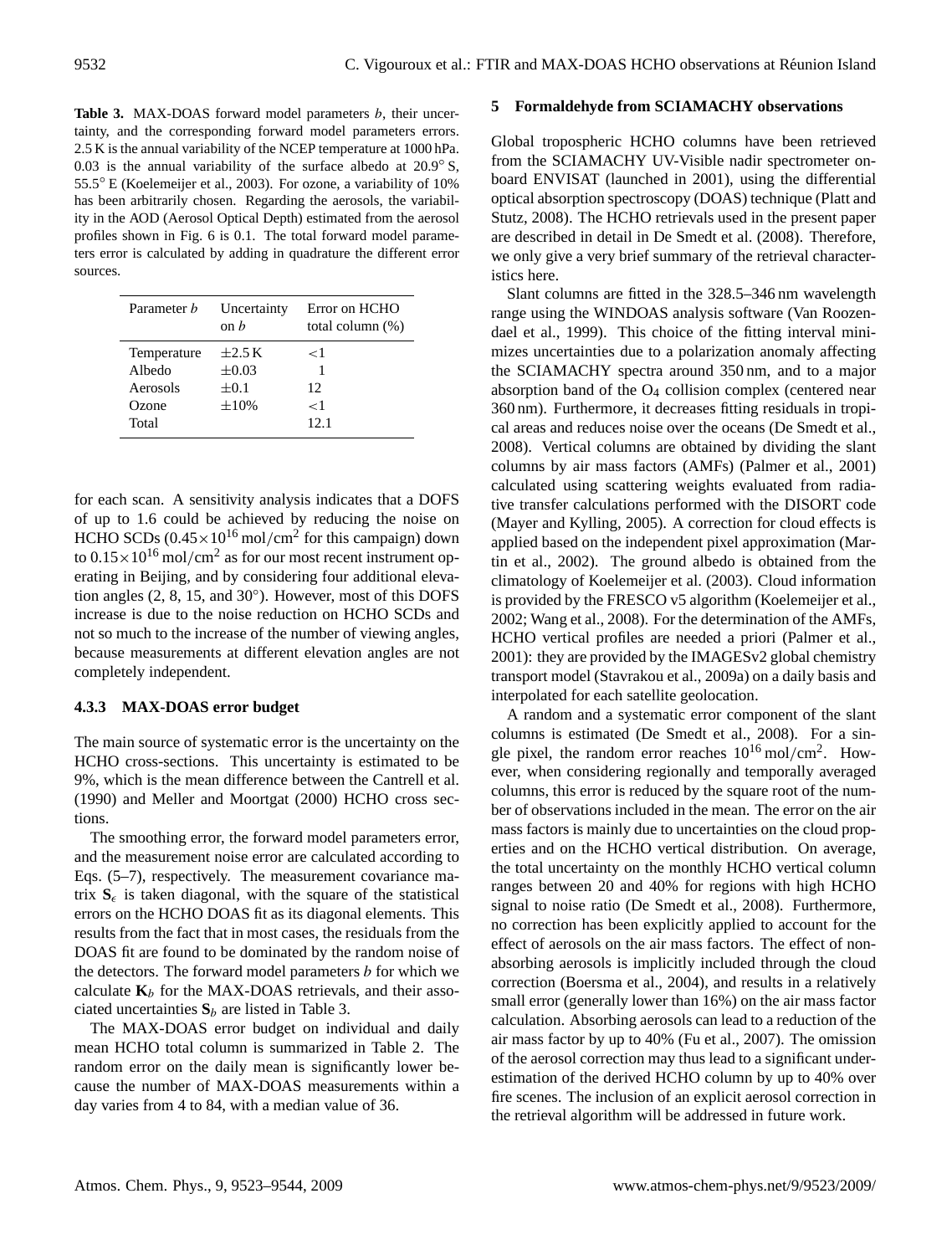**Table 3.** MAX-DOAS forward model parameters $b$, their uncertainty, and the corresponding forward model parameters errors. 2.5 K is the annual variability of the NCEP temperature at 1000 hPa. 0.03 is the annual variability of the surface albedo at 20.9° S, 55.5° E (Koelemeijer et al., 2003). For ozone, a variability of 10% has been arbitrarily chosen. Regarding the aerosols, the variability in the AOD (Aerosol Optical Depth) estimated from the aerosol profiles shown in Fig. 6 is 0.1. The total forward model parameters error is calculated by adding in quadrature the different error sources.

| Parameter $b$ | Uncertainty on $b$ | Error on HCHO total column (%) |
|---|---|---|
| Temperature | ±2.5 K | <1 |
| Albedo | ±0.03 | 1 |
| Aerosols | ±0.1 | 12 |
| Ozone | ±10% | <1 |
| Total | | 12.1 |

for each scan. A sensitivity analysis indicates that a DOFS of up to 1.6 could be achieved by reducing the noise on HCHO SCDs ($0.45\times10^{16}$ mol/cm$^2$ for this campaign) down to $0.15\times10^{16}$ mol/cm$^2$ as for our most recent instrument operating in Beijing, and by considering four additional elevation angles (2, 8, 15, and 30°). However, most of this DOFS increase is due to the noise reduction on HCHO SCDs and not so much to the increase of the number of viewing angles, because measurements at different elevation angles are not completely independent.

#### 4.3.3 MAX-DOAS error budget

The main source of systematic error is the uncertainty on the HCHO cross-sections. This uncertainty is estimated to be 9%, which is the mean difference between the Cantrell et al. (1990) and Meller and Moortgat (2000) HCHO cross sections.

The smoothing error, the forward model parameters error, and the measurement noise error are calculated according to Eqs. (5–7), respectively. The measurement covariance matrix $\mathbf{S}_\epsilon$ is taken diagonal, with the square of the statistical errors on the HCHO DOAS fit as its diagonal elements. This results from the fact that in most cases, the residuals from the DOAS fit are found to be dominated by the random noise of the detectors. The forward model parameters $b$ for which we calculate $\mathbf{K}_b$ for the MAX-DOAS retrievals, and their associated uncertainties $\mathbf{S}_b$ are listed in Table 3.

The MAX-DOAS error budget on individual and daily mean HCHO total column is summarized in Table 2. The random error on the daily mean is significantly lower because the number of MAX-DOAS measurements within a day varies from 4 to 84, with a median value of 36.

## 5 Formaldehyde from SCIAMACHY observations

Global tropospheric HCHO columns have been retrieved from the SCIAMACHY UV-Visible nadir spectrometer onboard ENVISAT (launched in 2001), using the differential optical absorption spectroscopy (DOAS) technique (Platt and Stutz, 2008). The HCHO retrievals used in the present paper are described in detail in De Smedt et al. (2008). Therefore, we only give a very brief summary of the retrieval characteristics here.

Slant columns are fitted in the 328.5–346 nm wavelength range using the WINDOAS analysis software (Van Roozendael et al., 1999). This choice of the fitting interval minimizes uncertainties due to a polarization anomaly affecting the SCIAMACHY spectra around 350 nm, and to a major absorption band of the $O_4$ collision complex (centered near 360 nm). Furthermore, it decreases fitting residuals in tropical areas and reduces noise over the oceans (De Smedt et al., 2008). Vertical columns are obtained by dividing the slant columns by air mass factors (AMFs) (Palmer et al., 2001) calculated using scattering weights evaluated from radiative transfer calculations performed with the DISORT code (Mayer and Kylling, 2005). A correction for cloud effects is applied based on the independent pixel approximation (Martin et al., 2002). The ground albedo is obtained from the climatology of Koelemeijer et al. (2003). Cloud information is provided by the FRESCO v5 algorithm (Koelemeijer et al., 2002; Wang et al., 2008). For the determination of the AMFs, HCHO vertical profiles are needed a priori (Palmer et al., 2001): they are provided by the IMAGESv2 global chemistry transport model (Stavrakou et al., 2009a) on a daily basis and interpolated for each satellite geolocation.

A random and a systematic error component of the slant columns is estimated (De Smedt et al., 2008). For a single pixel, the random error reaches $10^{16}$ mol/cm$^2$. However, when considering regionally and temporally averaged columns, this error is reduced by the square root of the number of observations included in the mean. The error on the air mass factors is mainly due to uncertainties on the cloud properties and on the HCHO vertical distribution. On average, the total uncertainty on the monthly HCHO vertical column ranges between 20 and 40% for regions with high HCHO signal to noise ratio (De Smedt et al., 2008). Furthermore, no correction has been explicitly applied to account for the effect of aerosols on the air mass factors. The effect of non-absorbing aerosols is implicitly included through the cloud correction (Boersma et al., 2004), and results in a relatively small error (generally lower than 16%) on the air mass factor calculation. Absorbing aerosols can lead to a reduction of the air mass factor by up to 40% (Fu et al., 2007). The omission of the aerosol correction may thus lead to a significant underestimation of the derived HCHO column by up to 40% over fire scenes. The inclusion of an explicit aerosol correction in the retrieval algorithm will be addressed in future work.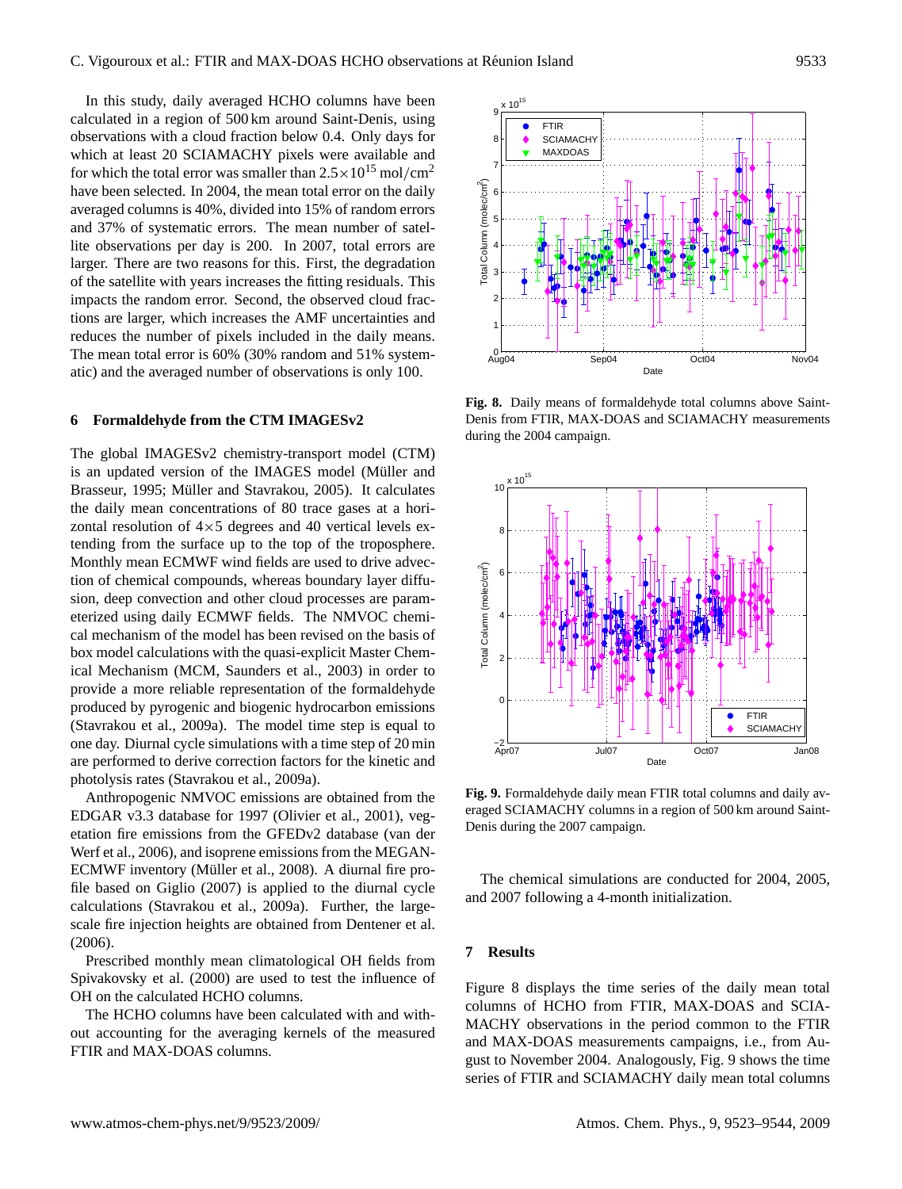In this study, daily averaged HCHO columns have been calculated in a region of 500 km around Saint-Denis, using observations with a cloud fraction below 0.4. Only days for which at least 20 SCIAMACHY pixels were available and for which the total error was smaller than $2.5 \times 10^{15}$ mol/cm$^2$ have been selected. In 2004, the mean total error on the daily averaged columns is 40%, divided into 15% of random errors and 37% of systematic errors. The mean number of satellite observations per day is 200. In 2007, total errors are larger. There are two reasons for this. First, the degradation of the satellite with years increases the fitting residuals. This impacts the random error. Second, the observed cloud fractions are larger, which increases the AMF uncertainties and reduces the number of pixels included in the daily means. The mean total error is 60% (30% random and 51% systematic) and the averaged number of observations is only 100.

## 6 Formaldehyde from the CTM IMAGESv2

The global IMAGESv2 chemistry-transport model (CTM) is an updated version of the IMAGES model (Müller and Brasseur, 1995; Müller and Stavrakou, 2005). It calculates the daily mean concentrations of 80 trace gases at a horizontal resolution of $4 \times 5$ degrees and 40 vertical levels extending from the surface up to the top of the troposphere. Monthly mean ECMWF wind fields are used to drive advection of chemical compounds, whereas boundary layer diffusion, deep convection and other cloud processes are parameterized using daily ECMWF fields. The NMVOC chemical mechanism of the model has been revised on the basis of box model calculations with the quasi-explicit Master Chemical Mechanism (MCM, Saunders et al., 2003) in order to provide a more reliable representation of the formaldehyde produced by pyrogenic and biogenic hydrocarbon emissions (Stavrakou et al., 2009a). The model time step is equal to one day. Diurnal cycle simulations with a time step of 20 min are performed to derive correction factors for the kinetic and photolysis rates (Stavrakou et al., 2009a).

Anthropogenic NMVOC emissions are obtained from the EDGAR v3.3 database for 1997 (Olivier et al., 2001), vegetation fire emissions from the GFEDv2 database (van der Werf et al., 2006), and isoprene emissions from the MEGAN-ECMWF inventory (Müller et al., 2008). A diurnal fire profile based on Giglio (2007) is applied to the diurnal cycle calculations (Stavrakou et al., 2009a). Further, the large-scale fire injection heights are obtained from Dentener et al. (2006).

Prescribed monthly mean climatological OH fields from Spivakovsky et al. (2000) are used to test the influence of OH on the calculated HCHO columns.

The HCHO columns have been calculated with and without accounting for the averaging kernels of the measured FTIR and MAX-DOAS columns.

**Fig. 8.** Daily means of formaldehyde total columns above Saint-Denis from FTIR, MAX-DOAS and SCIAMACHY measurements during the 2004 campaign.

**Fig. 9.** Formaldehyde daily mean FTIR total columns and daily averaged SCIAMACHY columns in a region of 500 km around Saint-Denis during the 2007 campaign.

The chemical simulations are conducted for 2004, 2005, and 2007 following a 4-month initialization.

## 7 Results

Figure 8 displays the time series of the daily mean total columns of HCHO from FTIR, MAX-DOAS and SCIAMACHY observations in the period common to the FTIR and MAX-DOAS measurements campaigns, i.e., from August to November 2004. Analogously, Fig. 9 shows the time series of FTIR and SCIAMACHY daily mean total columns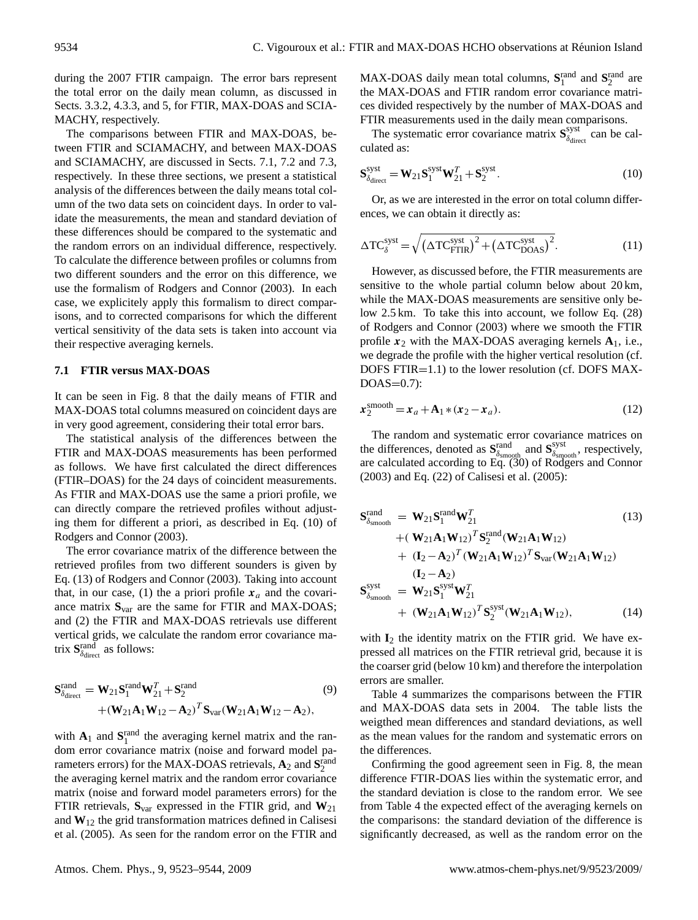during the 2007 FTIR campaign. The error bars represent the total error on the daily mean column, as discussed in Sects. 3.3.2, 4.3.3, and 5, for FTIR, MAX-DOAS and SCIAMACHY, respectively.

The comparisons between FTIR and MAX-DOAS, between FTIR and SCIAMACHY, and between MAX-DOAS and SCIAMACHY, are discussed in Sects. 7.1, 7.2 and 7.3, respectively. In these three sections, we present a statistical analysis of the differences between the daily means total column of the two data sets on coincident days. In order to validate the measurements, the mean and standard deviation of these differences should be compared to the systematic and the random errors on an individual difference, respectively. To calculate the difference between profiles or columns from two different sounders and the error on this difference, we use the formalism of Rodgers and Connor (2003). In each case, we explicitely apply this formalism to direct comparisons, and to corrected comparisons for which the different vertical sensitivity of the data sets is taken into account via their respective averaging kernels.

### 7.1 FTIR versus MAX-DOAS

It can be seen in Fig. 8 that the daily means of FTIR and MAX-DOAS total columns measured on coincident days are in very good agreement, considering their total error bars.

The statistical analysis of the differences between the FTIR and MAX-DOAS measurements has been performed as follows. We have first calculated the direct differences (FTIR–DOAS) for the 24 days of coincident measurements. As FTIR and MAX-DOAS use the same a priori profile, we can directly compare the retrieved profiles without adjusting them for different a priori, as described in Eq. (10) of Rodgers and Connor (2003).

The error covariance matrix of the difference between the retrieved profiles from two different sounders is given by Eq. (13) of Rodgers and Connor (2003). Taking into account that, in our case, (1) the a priori profile $\boldsymbol{x}_a$ and the covariance matrix $\mathbf{S}_{\text{var}}$ are the same for FTIR and MAX-DOAS; and (2) the FTIR and MAX-DOAS retrievals use different vertical grids, we calculate the random error covariance matrix $\mathbf{S}^{\text{rand}}_{\delta_{\text{direct}}}$ as follows:

$$
\begin{aligned}
\mathbf{S}^{\text{rand}}_{\delta_{\text{direct}}} &= \mathbf{W}_{21}\mathbf{S}^{\text{rand}}_1\mathbf{W}^T_{21} + \mathbf{S}^{\text{rand}}_2 \\
&\quad + (\mathbf{W}_{21}\mathbf{A}_1\mathbf{W}_{12} - \mathbf{A}_2)^T\mathbf{S}_{\text{var}}(\mathbf{W}_{21}\mathbf{A}_1\mathbf{W}_{12} - \mathbf{A}_2),
\end{aligned} \tag{9}
$$

with $\mathbf{A}_1$ and $\mathbf{S}^{\text{rand}}_1$ the averaging kernel matrix and the random error covariance matrix (noise and forward model parameters errors) for the MAX-DOAS retrievals, $\mathbf{A}_2$ and $\mathbf{S}^{\text{rand}}_2$ the averaging kernel matrix and the random error covariance matrix (noise and forward model parameters errors) for the FTIR retrievals, $\mathbf{S}_{\text{var}}$ expressed in the FTIR grid, and $\mathbf{W}_{21}$ and $\mathbf{W}_{12}$ the grid transformation matrices defined in Calisesi et al. (2005). As seen for the random error on the FTIR and MAX-DOAS daily mean total columns, $\mathbf{S}^{\text{rand}}_1$ and $\mathbf{S}^{\text{rand}}_2$ are the MAX-DOAS and FTIR random error covariance matrices divided respectively by the number of MAX-DOAS and FTIR measurements used in the daily mean comparisons.

The systematic error covariance matrix $\mathbf{S}^{\text{syst}}_{\delta_{\text{direct}}}$ can be calculated as:

$$
\mathbf{S}^{\text{syst}}_{\delta_{\text{direct}}} = \mathbf{W}_{21}\mathbf{S}^{\text{syst}}_1\mathbf{W}^T_{21} + \mathbf{S}^{\text{syst}}_2. \tag{10}
$$

Or, as we are interested in the error on total column differences, we can obtain it directly as:

$$
\Delta\text{TC}^{\text{syst}}_{\delta} = \sqrt{\left(\Delta\text{TC}^{\text{syst}}_{\text{FTIR}}\right)^2 + \left(\Delta\text{TC}^{\text{syst}}_{\text{DOAS}}\right)^2}. \tag{11}
$$

However, as discussed before, the FTIR measurements are sensitive to the whole partial column below about 20 km, while the MAX-DOAS measurements are sensitive only below 2.5 km. To take this into account, we follow Eq. (28) of Rodgers and Connor (2003) where we smooth the FTIR profile $\boldsymbol{x}_2$ with the MAX-DOAS averaging kernels $\mathbf{A}_1$, i.e., we degrade the profile with the higher vertical resolution (cf. DOFS FTIR=1.1) to the lower resolution (cf. DOFS MAX-DOAS=0.7):

$$
\boldsymbol{x}^{\text{smooth}}_2 = \boldsymbol{x}_a + \mathbf{A}_1 * (\boldsymbol{x}_2 - \boldsymbol{x}_a). \tag{12}
$$

The random and systematic error covariance matrices on the differences, denoted as $\mathbf{S}^{\text{rand}}_{\delta_{\text{smooth}}}$ and $\mathbf{S}^{\text{syst}}_{\delta_{\text{smooth}}}$, respectively, are calculated according to Eq. (30) of Rodgers and Connor (2003) and Eq. (22) of Calisesi et al. (2005):

$$
\begin{aligned}
\mathbf{S}^{\text{rand}}_{\delta_{\text{smooth}}} &= \mathbf{W}_{21}\mathbf{S}^{\text{rand}}_1\mathbf{W}^T_{21} \\
&\quad + (\mathbf{W}_{21}\mathbf{A}_1\mathbf{W}_{12})^T\mathbf{S}^{\text{rand}}_2(\mathbf{W}_{21}\mathbf{A}_1\mathbf{W}_{12}) \\
&\quad + (\mathbf{I}_2 - \mathbf{A}_2)^T(\mathbf{W}_{21}\mathbf{A}_1\mathbf{W}_{12})^T\mathbf{S}_{\text{var}}(\mathbf{W}_{21}\mathbf{A}_1\mathbf{W}_{12}) \\
&\quad\quad (\mathbf{I}_2 - \mathbf{A}_2)
\end{aligned} \tag{13}
$$

$$
\begin{aligned}
\mathbf{S}^{\text{syst}}_{\delta_{\text{smooth}}} &= \mathbf{W}_{21}\mathbf{S}^{\text{syst}}_1\mathbf{W}^T_{21} \\
&\quad + (\mathbf{W}_{21}\mathbf{A}_1\mathbf{W}_{12})^T\mathbf{S}^{\text{syst}}_2(\mathbf{W}_{21}\mathbf{A}_1\mathbf{W}_{12}),
\end{aligned} \tag{14}
$$

with $\mathbf{I}_2$ the identity matrix on the FTIR grid. We have expressed all matrices on the FTIR retrieval grid, because it is the coarser grid (below 10 km) and therefore the interpolation errors are smaller.

Table 4 summarizes the comparisons between the FTIR and MAX-DOAS data sets in 2004. The table lists the weigthed mean differences and standard deviations, as well as the mean values for the random and systematic errors on the differences.

Confirming the good agreement seen in Fig. 8, the mean difference FTIR-DOAS lies within the systematic error, and the standard deviation is close to the random error. We see from Table 4 the expected effect of the averaging kernels on the comparisons: the standard deviation of the difference is significantly decreased, as well as the random error on the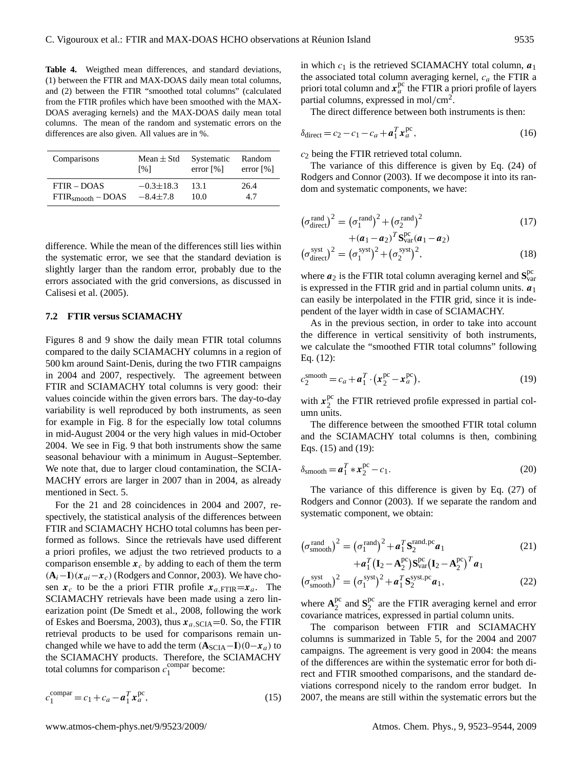**Table 4.** Weigthed mean differences, and standard deviations, (1) between the FTIR and MAX-DOAS daily mean total columns, and (2) between the FTIR "smoothed total columns" (calculated from the FTIR profiles which have been smoothed with the MAX-DOAS averaging kernels) and the MAX-DOAS daily mean total columns. The mean of the random and systematic errors on the differences are also given. All values are in %.

| Comparisons | Mean ± Std [%] | Systematic error [%] | Random error [%] |
|---|---|---|---|
| FTIR – DOAS | −0.3±18.3 | 13.1 | 26.4 |
| $FTIR_{smooth}$ – DOAS | −8.4±7.8 | 10.0 | 4.7 |

difference. While the mean of the differences still lies within the systematic error, we see that the standard deviation is slightly larger than the random error, probably due to the errors associated with the grid conversions, as discussed in Calisesi et al. (2005).

### 7.2 FTIR versus SCIAMACHY

Figures 8 and 9 show the daily mean FTIR total columns compared to the daily SCIAMACHY columns in a region of 500 km around Saint-Denis, during the two FTIR campaigns in 2004 and 2007, respectively. The agreement between FTIR and SCIAMACHY total columns is very good: their values coincide within the given errors bars. The day-to-day variability is well reproduced by both instruments, as seen for example in Fig. 8 for the especially low total columns in mid-August 2004 or the very high values in mid-October 2004. We see in Fig. 9 that both instruments show the same seasonal behaviour with a minimum in August–September. We note that, due to larger cloud contamination, the SCIAMACHY errors are larger in 2007 than in 2004, as already mentioned in Sect. 5.

For the 21 and 28 coincidences in 2004 and 2007, respectively, the statistical analysis of the differences between FTIR and SCIAMACHY HCHO total columns has been performed as follows. Since the retrievals have used different a priori profiles, we adjust the two retrieved products to a comparison ensemble $\boldsymbol{x}_c$ by adding to each of them the term $(\mathbf{A}_i - \mathbf{I})(\boldsymbol{x}_{ai} - \boldsymbol{x}_c)$ (Rodgers and Connor, 2003). We have chosen $\boldsymbol{x}_c$ to be the a priori FTIR profile $\boldsymbol{x}_{a,\mathrm{FTIR}} = \boldsymbol{x}_a$. The SCIAMACHY retrievals have been made using a zero linearization point (De Smedt et al., 2008, following the work of Eskes and Boersma, 2003), thus $\boldsymbol{x}_{a,\mathrm{SCIA}} = 0$. So, the FTIR retrieval products to be used for comparisons remain unchanged while we have to add the term $(\mathbf{A}_{\mathrm{SCIA}} - \mathbf{I})(0 - \boldsymbol{x}_a)$ to the SCIAMACHY products. Therefore, the SCIAMACHY total columns for comparison $c_1^{\mathrm{compar}}$ become:

$$c_1^{\mathrm{compar}} = c_1 + c_a - \boldsymbol{a}_1^T \boldsymbol{x}_a^{\mathrm{pc}}, \tag{15}$$

in which $c_1$ is the retrieved SCIAMACHY total column, $\boldsymbol{a}_1$ the associated total column averaging kernel, $c_a$ the FTIR a priori total column and $\boldsymbol{x}_a^{\mathrm{pc}}$ the FTIR a priori profile of layers partial columns, expressed in mol/cm$^2$.

The direct difference between both instruments is then:

$$\delta_{\mathrm{direct}} = c_2 - c_1 - c_a + \boldsymbol{a}_1^T \boldsymbol{x}_a^{\mathrm{pc}}, \tag{16}$$

$c_2$ being the FTIR retrieved total column.

The variance of this difference is given by Eq. (24) of Rodgers and Connor (2003). If we decompose it into its random and systematic components, we have:

$$\left(\sigma_{\mathrm{direct}}^{\mathrm{rand}}\right)^2 = \left(\sigma_1^{\mathrm{rand}}\right)^2 + \left(\sigma_2^{\mathrm{rand}}\right)^2 + (\boldsymbol{a}_1 - \boldsymbol{a}_2)^T \mathbf{S}_{\mathrm{var}}^{\mathrm{pc}} (\boldsymbol{a}_1 - \boldsymbol{a}_2) \tag{17}$$

$$\left(\sigma_{\mathrm{direct}}^{\mathrm{syst}}\right)^2 = \left(\sigma_1^{\mathrm{syst}}\right)^2 + \left(\sigma_2^{\mathrm{syst}}\right)^2, \tag{18}$$

where $\boldsymbol{a}_2$ is the FTIR total column averaging kernel and $\mathbf{S}_{\mathrm{var}}^{\mathrm{pc}}$ is expressed in the FTIR grid and in partial column units. $\boldsymbol{a}_1$ can easily be interpolated in the FTIR grid, since it is independent of the layer width in case of SCIAMACHY.

As in the previous section, in order to take into account the difference in vertical sensitivity of both instruments, we calculate the "smoothed FTIR total columns" following Eq. (12):

$$c_2^{\mathrm{smooth}} = c_a + \boldsymbol{a}_1^T \cdot \left(\boldsymbol{x}_2^{\mathrm{pc}} - \boldsymbol{x}_a^{\mathrm{pc}}\right), \tag{19}$$

with $\boldsymbol{x}_2^{\mathrm{pc}}$ the FTIR retrieved profile expressed in partial column units.

The difference between the smoothed FTIR total column and the SCIAMACHY total columns is then, combining Eqs. (15) and (19):

$$\delta_{\mathrm{smooth}} = \boldsymbol{a}_1^T * \boldsymbol{x}_2^{\mathrm{pc}} - c_1. \tag{20}$$

The variance of this difference is given by Eq. (27) of Rodgers and Connor (2003). If we separate the random and systematic component, we obtain:

$$\left(\sigma_{\mathrm{smooth}}^{\mathrm{rand}}\right)^2 = \left(\sigma_1^{\mathrm{rand}}\right)^2 + \boldsymbol{a}_1^T \mathbf{S}_2^{\mathrm{rand,pc}} \boldsymbol{a}_1 + \boldsymbol{a}_1^T \left(\mathbf{I}_2 - \mathbf{A}_2^{\mathrm{pc}}\right) \mathbf{S}_{\mathrm{var}}^{\mathrm{pc}} \left(\mathbf{I}_2 - \mathbf{A}_2^{\mathrm{pc}}\right)^T \boldsymbol{a}_1 \tag{21}$$

$$\left(\sigma_{\mathrm{smooth}}^{\mathrm{syst}}\right)^2 = \left(\sigma_1^{\mathrm{syst}}\right)^2 + \boldsymbol{a}_1^T \mathbf{S}_2^{\mathrm{syst,pc}} \boldsymbol{a}_1, \tag{22}$$

where $\mathbf{A}_2^{\mathrm{pc}}$ and $\mathbf{S}_2^{\mathrm{pc}}$ are the FTIR averaging kernel and error covariance matrices, expressed in partial column units.

The comparison between FTIR and SCIAMACHY columns is summarized in Table 5, for the 2004 and 2007 campaigns. The agreement is very good in 2004: the means of the differences are within the systematic error for both direct and FTIR smoothed comparisons, and the standard deviations correspond nicely to the random error budget. In 2007, the means are still within the systematic errors but the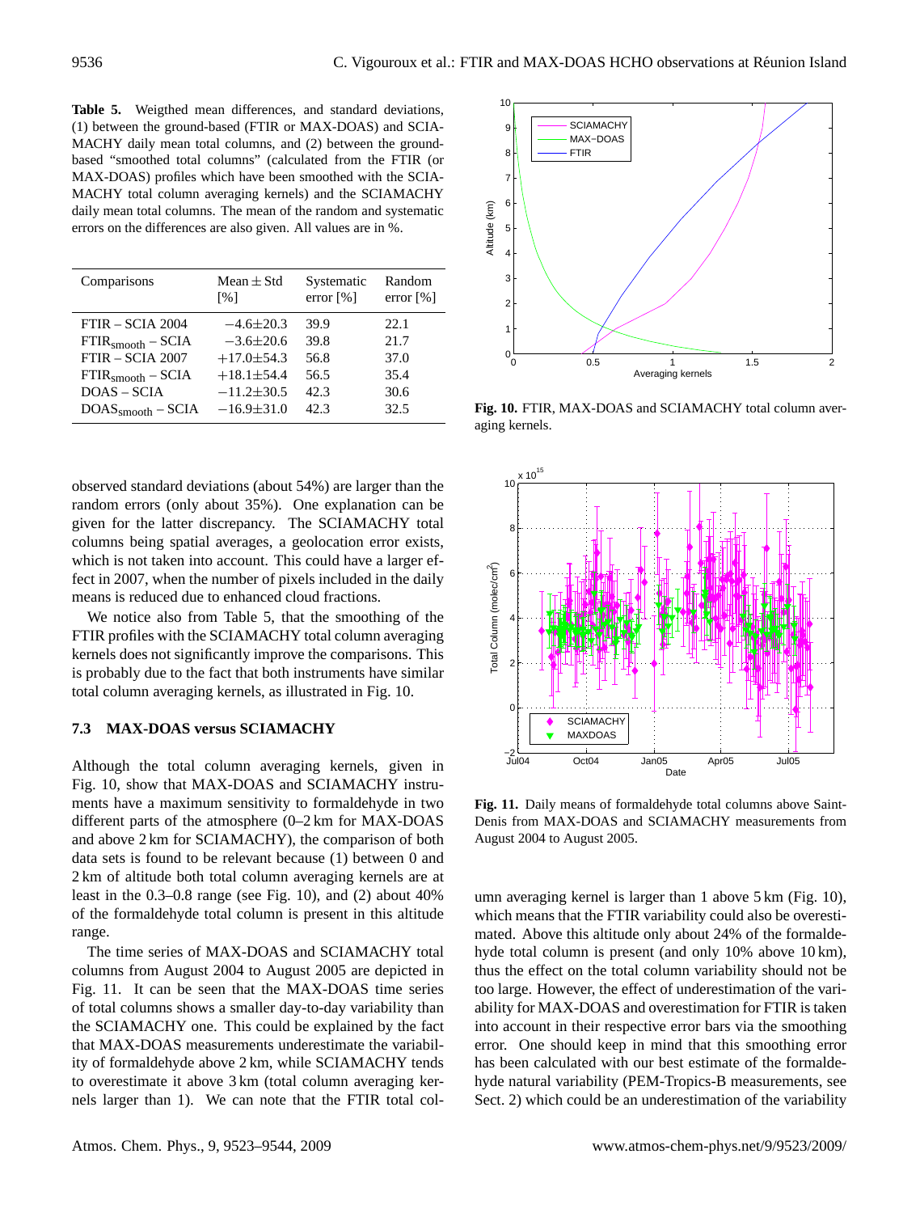**Table 5.** Weigthed mean differences, and standard deviations, (1) between the ground-based (FTIR or MAX-DOAS) and SCIAMACHY daily mean total columns, and (2) between the ground-based "smoothed total columns" (calculated from the FTIR (or MAX-DOAS) profiles which have been smoothed with the SCIAMACHY total column averaging kernels) and the SCIAMACHY daily mean total columns. The mean of the random and systematic errors on the differences are also given. All values are in %.

| Comparisons | Mean ± Std [%] | Systematic error [%] | Random error [%] |
|---|---|---|---|
| FTIR – SCIA 2004 | −4.6±20.3 | 39.9 | 22.1 |
| $FTIR_{smooth}$ – SCIA | −3.6±20.6 | 39.8 | 21.7 |
| FTIR – SCIA 2007 | +17.0±54.3 | 56.8 | 37.0 |
| $FTIR_{smooth}$ – SCIA | +18.1±54.4 | 56.5 | 35.4 |
| DOAS – SCIA | −11.2±30.5 | 42.3 | 30.6 |
| $DOAS_{smooth}$ – SCIA | −16.9±31.0 | 42.3 | 32.5 |

observed standard deviations (about 54%) are larger than the random errors (only about 35%). One explanation can be given for the latter discrepancy. The SCIAMACHY total columns being spatial averages, a geolocation error exists, which is not taken into account. This could have a larger effect in 2007, when the number of pixels included in the daily means is reduced due to enhanced cloud fractions.

We notice also from Table 5, that the smoothing of the FTIR profiles with the SCIAMACHY total column averaging kernels does not significantly improve the comparisons. This is probably due to the fact that both instruments have similar total column averaging kernels, as illustrated in Fig. 10.

### 7.3 MAX-DOAS versus SCIAMACHY

Although the total column averaging kernels, given in Fig. 10, show that MAX-DOAS and SCIAMACHY instruments have a maximum sensitivity to formaldehyde in two different parts of the atmosphere (0–2 km for MAX-DOAS and above 2 km for SCIAMACHY), the comparison of both data sets is found to be relevant because (1) between 0 and 2 km of altitude both total column averaging kernels are at least in the 0.3–0.8 range (see Fig. 10), and (2) about 40% of the formaldehyde total column is present in this altitude range.

The time series of MAX-DOAS and SCIAMACHY total columns from August 2004 to August 2005 are depicted in Fig. 11. It can be seen that the MAX-DOAS time series of total columns shows a smaller day-to-day variability than the SCIAMACHY one. This could be explained by the fact that MAX-DOAS measurements underestimate the variability of formaldehyde above 2 km, while SCIAMACHY tends to overestimate it above 3 km (total column averaging kernels larger than 1). We can note that the FTIR total column averaging kernel is larger than 1 above 5 km (Fig. 10), which means that the FTIR variability could also be overestimated. Above this altitude only about 24% of the formaldehyde total column is present (and only 10% above 10 km), thus the effect on the total column variability should not be too large. However, the effect of underestimation of the variability for MAX-DOAS and overestimation for FTIR is taken into account in their respective error bars via the smoothing error. One should keep in mind that this smoothing error has been calculated with our best estimate of the formaldehyde natural variability (PEM-Tropics-B measurements, see Sect. 2) which could be an underestimation of the variability

**Fig. 10.** FTIR, MAX-DOAS and SCIAMACHY total column averaging kernels.

**Fig. 11.** Daily means of formaldehyde total columns above Saint-Denis from MAX-DOAS and SCIAMACHY measurements from August 2004 to August 2005.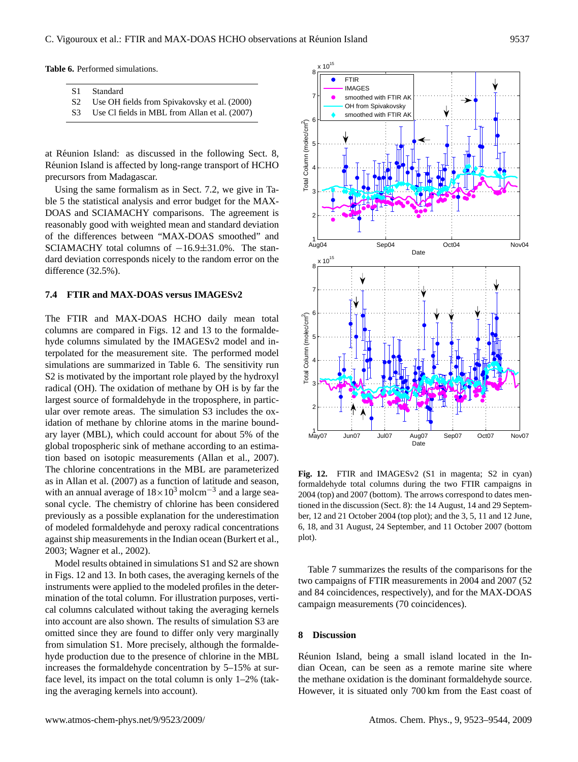**Table 6.** Performed simulations.

| | |
|---|---|
| S1 | Standard |
| S2 | Use OH fields from Spivakovsky et al. (2000) |
| S3 | Use Cl fields in MBL from Allan et al. (2007) |

at Réunion Island: as discussed in the following Sect. 8, Réunion Island is affected by long-range transport of HCHO precursors from Madagascar.

Using the same formalism as in Sect. 7.2, we give in Table 5 the statistical analysis and error budget for the MAX-DOAS and SCIAMACHY comparisons. The agreement is reasonably good with weighted mean and standard deviation of the differences between "MAX-DOAS smoothed" and SCIAMACHY total columns of $-16.9\pm31.0\%$. The standard deviation corresponds nicely to the random error on the difference (32.5%).

### 7.4 FTIR and MAX-DOAS versus IMAGESv2

The FTIR and MAX-DOAS HCHO daily mean total columns are compared in Figs. 12 and 13 to the formaldehyde columns simulated by the IMAGESv2 model and interpolated for the measurement site. The performed model simulations are summarized in Table 6. The sensitivity run S2 is motivated by the important role played by the hydroxyl radical (OH). The oxidation of methane by OH is by far the largest source of formaldehyde in the troposphere, in particular over remote areas. The simulation S3 includes the oxidation of methane by chlorine atoms in the marine boundary layer (MBL), which could account for about 5% of the global tropospheric sink of methane according to an estimation based on isotopic measurements (Allan et al., 2007). The chlorine concentrations in the MBL are parameterized as in Allan et al. (2007) as a function of latitude and season, with an annual average of $18\times10^3$ molcm$^{-3}$ and a large seasonal cycle. The chemistry of chlorine has been considered previously as a possible explanation for the underestimation of modeled formaldehyde and peroxy radical concentrations against ship measurements in the Indian ocean (Burkert et al., 2003; Wagner et al., 2002).

Model results obtained in simulations S1 and S2 are shown in Figs. 12 and 13. In both cases, the averaging kernels of the instruments were applied to the modeled profiles in the determination of the total column. For illustration purposes, vertical columns calculated without taking the averaging kernels into account are also shown. The results of simulation S3 are omitted since they are found to differ only very marginally from simulation S1. More precisely, although the formaldehyde production due to the presence of chlorine in the MBL increases the formaldehyde concentration by 5–15% at surface level, its impact on the total column is only 1–2% (taking the averaging kernels into account).

**Fig. 12.** FTIR and IMAGESv2 (S1 in magenta; S2 in cyan) formaldehyde total columns during the two FTIR campaigns in 2004 (top) and 2007 (bottom). The arrows correspond to dates mentioned in the discussion (Sect. 8): the 14 August, 14 and 29 September, 12 and 21 October 2004 (top plot); and the 3, 5, 11 and 12 June, 6, 18, and 31 August, 24 September, and 11 October 2007 (bottom plot).

Table 7 summarizes the results of the comparisons for the two campaigns of FTIR measurements in 2004 and 2007 (52 and 84 coincidences, respectively), and for the MAX-DOAS campaign measurements (70 coincidences).

## 8 Discussion

Réunion Island, being a small island located in the Indian Ocean, can be seen as a remote marine site where the methane oxidation is the dominant formaldehyde source. However, it is situated only 700 km from the East coast of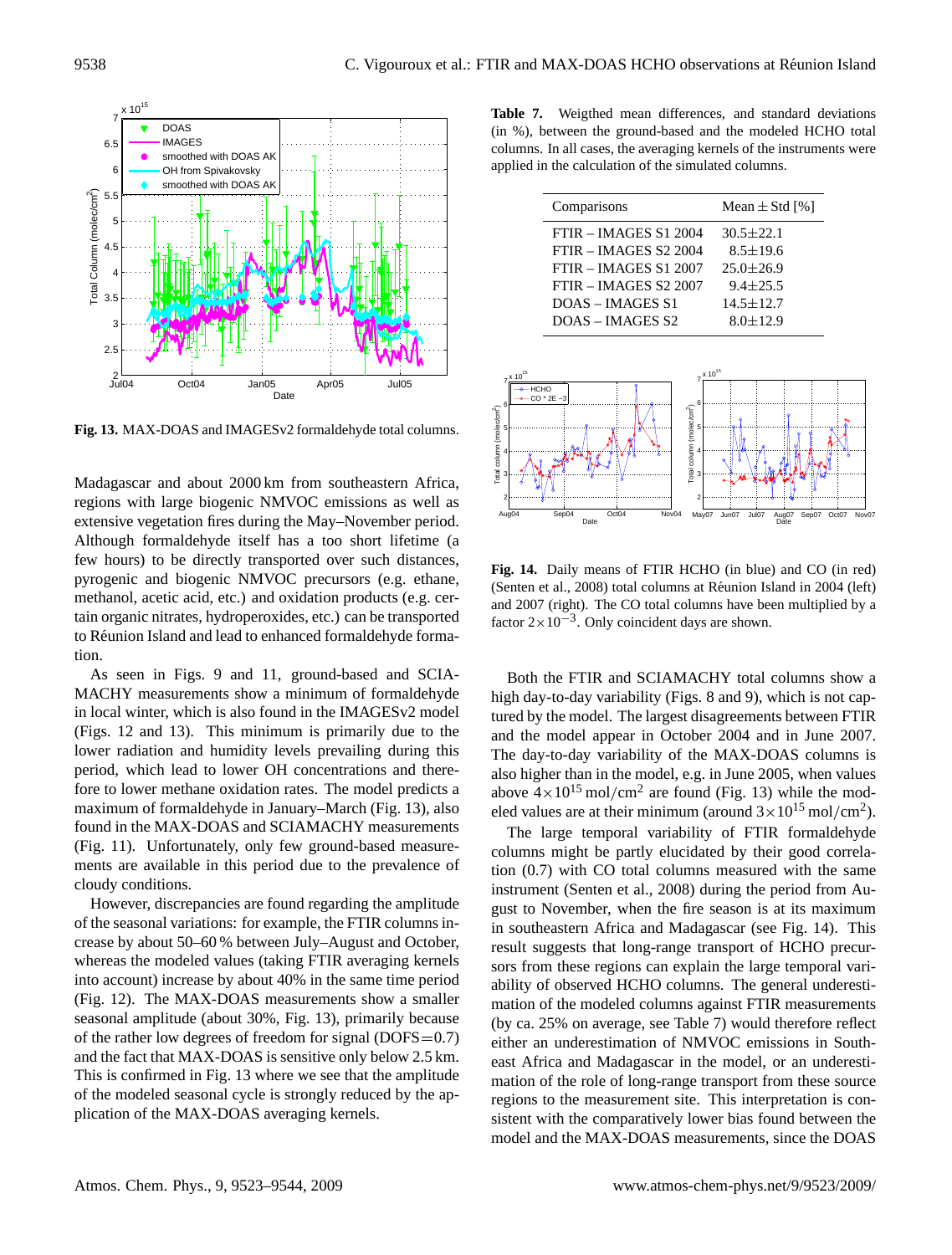**Fig. 13.** MAX-DOAS and IMAGESv2 formaldehyde total columns.

Madagascar and about 2000 km from southeastern Africa, regions with large biogenic NMVOC emissions as well as extensive vegetation fires during the May–November period. Although formaldehyde itself has a too short lifetime (a few hours) to be directly transported over such distances, pyrogenic and biogenic NMVOC precursors (e.g. ethane, methanol, acetic acid, etc.) and oxidation products (e.g. certain organic nitrates, hydroperoxides, etc.) can be transported to Réunion Island and lead to enhanced formaldehyde formation.

As seen in Figs. 9 and 11, ground-based and SCIAMACHY measurements show a minimum of formaldehyde in local winter, which is also found in the IMAGESv2 model (Figs. 12 and 13). This minimum is primarily due to the lower radiation and humidity levels prevailing during this period, which lead to lower OH concentrations and therefore to lower methane oxidation rates. The model predicts a maximum of formaldehyde in January–March (Fig. 13), also found in the MAX-DOAS and SCIAMACHY measurements (Fig. 11). Unfortunately, only few ground-based measurements are available in this period due to the prevalence of cloudy conditions.

However, discrepancies are found regarding the amplitude of the seasonal variations: for example, the FTIR columns increase by about 50–60 % between July–August and October, whereas the modeled values (taking FTIR averaging kernels into account) increase by about 40% in the same time period (Fig. 12). The MAX-DOAS measurements show a smaller seasonal amplitude (about 30%, Fig. 13), primarily because of the rather low degrees of freedom for signal (DOFS=0.7) and the fact that MAX-DOAS is sensitive only below 2.5 km. This is confirmed in Fig. 13 where we see that the amplitude of the modeled seasonal cycle is strongly reduced by the application of the MAX-DOAS averaging kernels.

**Table 7.** Weigthed mean differences, and standard deviations (in %), between the ground-based and the modeled HCHO total columns. In all cases, the averaging kernels of the instruments were applied in the calculation of the simulated columns.

| Comparisons | Mean ± Std [%] |
|---|---|
| FTIR – IMAGES S1 2004 | 30.5±22.1 |
| FTIR – IMAGES S2 2004 | 8.5±19.6 |
| FTIR – IMAGES S1 2007 | 25.0±26.9 |
| FTIR – IMAGES S2 2007 | 9.4±25.5 |
| DOAS – IMAGES S1 | 14.5±12.7 |
| DOAS – IMAGES S2 | 8.0±12.9 |

**Fig. 14.** Daily means of FTIR HCHO (in blue) and CO (in red) (Senten et al., 2008) total columns at Réunion Island in 2004 (left) and 2007 (right). The CO total columns have been multiplied by a factor $2\times10^{-3}$. Only coincident days are shown.

Both the FTIR and SCIAMACHY total columns show a high day-to-day variability (Figs. 8 and 9), which is not captured by the model. The largest disagreements between FTIR and the model appear in October 2004 and in June 2007. The day-to-day variability of the MAX-DOAS columns is also higher than in the model, e.g. in June 2005, when values above $4\times10^{15}$ mol/cm$^2$ are found (Fig. 13) while the modeled values are at their minimum (around $3\times10^{15}$ mol/cm$^2$).

The large temporal variability of FTIR formaldehyde columns might be partly elucidated by their good correlation (0.7) with CO total columns measured with the same instrument (Senten et al., 2008) during the period from August to November, when the fire season is at its maximum in southeastern Africa and Madagascar (see Fig. 14). This result suggests that long-range transport of HCHO precursors from these regions can explain the large temporal variability of the observed HCHO columns. The general underestimation of the modeled columns against FTIR measurements (by ca. 25% on average, see Table 7) would therefore reflect either an underestimation of NMVOC emissions in Southeast Africa and Madagascar in the model, or an underestimation of the role of long-range transport from these source regions to the measurement site. This interpretation is consistent with the comparatively lower bias found between the model and the MAX-DOAS measurements, since the DOAS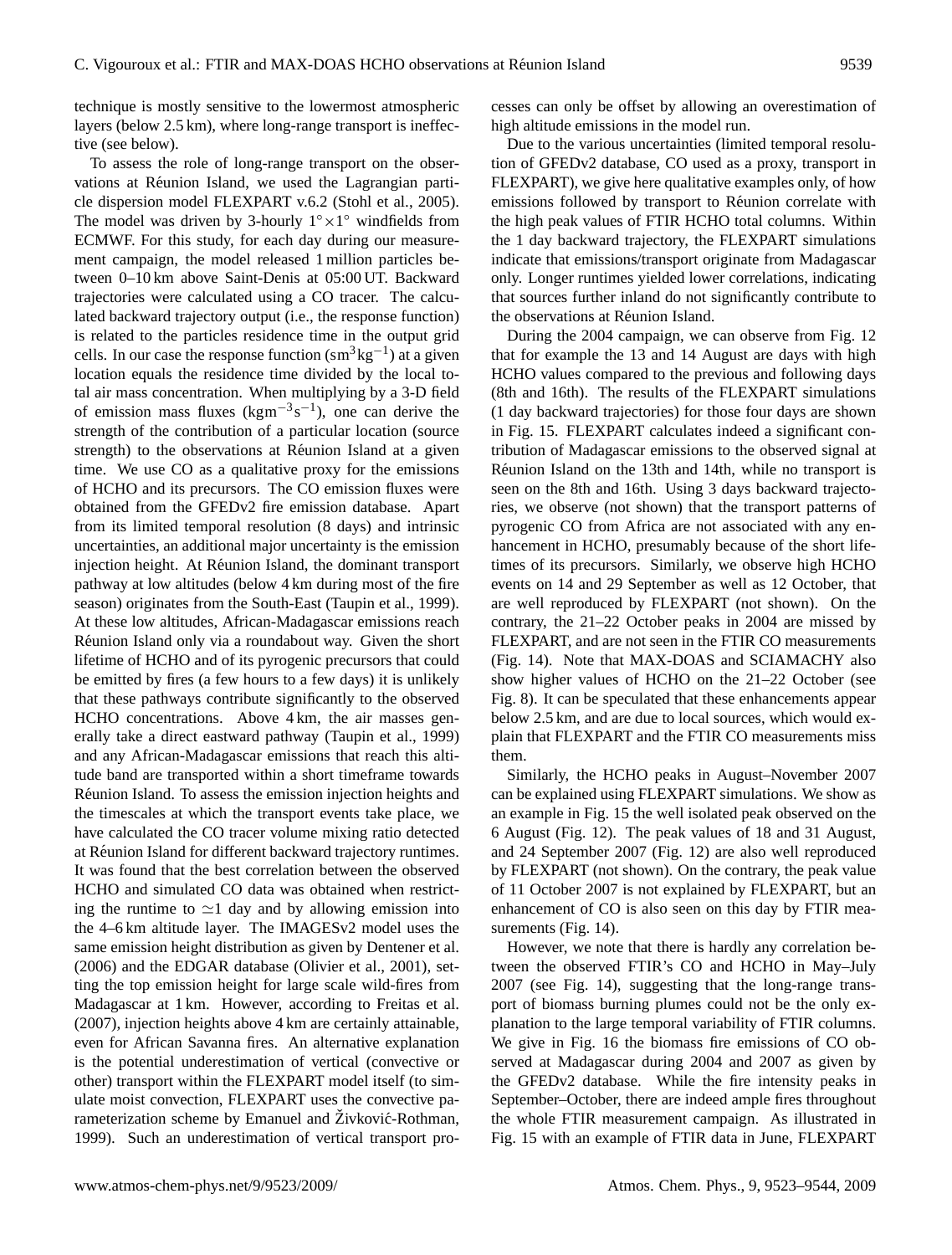technique is mostly sensitive to the lowermost atmospheric layers (below 2.5 km), where long-range transport is ineffective (see below).

To assess the role of long-range transport on the observations at Réunion Island, we used the Lagrangian particle dispersion model FLEXPART v.6.2 (Stohl et al., 2005). The model was driven by 3-hourly $1^{\circ}\times 1^{\circ}$ windfields from ECMWF. For this study, for each day during our measurement campaign, the model released 1 million particles between 0–10 km above Saint-Denis at 05:00 UT. Backward trajectories were calculated using a CO tracer. The calculated backward trajectory output (i.e., the response function) is related to the particles residence time in the output grid cells. In our case the response function ($\mathrm{s\,m^3\,kg^{-1}}$) at a given location equals the residence time divided by the local total air mass concentration. When multiplying by a 3-D field of emission mass fluxes ($\mathrm{kg\,m^{-3}\,s^{-1}}$), one can derive the strength of the contribution of a particular location (source strength) to the observations at Réunion Island at a given time. We use CO as a qualitative proxy for the emissions of HCHO and its precursors. The CO emission fluxes were obtained from the GFEDv2 fire emission database. Apart from its limited temporal resolution (8 days) and intrinsic uncertainties, an additional major uncertainty is the emission injection height. At Réunion Island, the dominant transport pathway at low altitudes (below 4 km during most of the fire season) originates from the South-East (Taupin et al., 1999). At these low altitudes, African-Madagascar emissions reach Réunion Island only via a roundabout way. Given the short lifetime of HCHO and of its pyrogenic precursors that could be emitted by fires (a few hours to a few days) it is unlikely that these pathways contribute significantly to the observed HCHO concentrations. Above 4 km, the air masses generally take a direct eastward pathway (Taupin et al., 1999) and any African-Madagascar emissions that reach this altitude band are transported within a short timeframe towards Réunion Island. To assess the emission injection heights and the timescales at which the transport events take place, we have calculated the CO tracer volume mixing ratio detected at Réunion Island for different backward trajectory runtimes. It was found that the best correlation between the observed HCHO and simulated CO data was obtained when restricting the runtime to $\simeq$1 day and by allowing emission into the 4–6 km altitude layer. The IMAGESv2 model uses the same emission height distribution as given by Dentener et al. (2006) and the EDGAR database (Olivier et al., 2001), setting the top emission height for large scale wild-fires from Madagascar at 1 km. However, according to Freitas et al. (2007), injection heights above 4 km are certainly attainable, even for African Savanna fires. An alternative explanation is the potential underestimation of vertical (convective or other) transport within the FLEXPART model itself (to simulate moist convection, FLEXPART uses the convective parameterization scheme by Emanuel and Živković-Rothman, 1999). Such an underestimation of vertical transport processes can only be offset by allowing an overestimation of high altitude emissions in the model run.

Due to the various uncertainties (limited temporal resolution of GFEDv2 database, CO used as a proxy, transport in FLEXPART), we give here qualitative examples only, of how emissions followed by transport to Réunion correlate with the high peak values of FTIR HCHO total columns. Within the 1 day backward trajectory, the FLEXPART simulations indicate that emissions/transport originate from Madagascar only. Longer runtimes yielded lower correlations, indicating that sources further inland do not significantly contribute to the observations at Réunion Island.

During the 2004 campaign, we can observe from Fig. 12 that for example the 13 and 14 August are days with high HCHO values compared to the previous and following days (8th and 16th). The results of the FLEXPART simulations (1 day backward trajectories) for those four days are shown in Fig. 15. FLEXPART calculates indeed a significant contribution of Madagascar emissions to the observed signal at Réunion Island on the 13th and 14th, while no transport is seen on the 8th and 16th. Using 3 days backward trajectories, we observe (not shown) that the transport patterns of pyrogenic CO from Africa are not associated with any enhancement in HCHO, presumably because of the short lifetimes of its precursors. Similarly, we observe high HCHO events on 14 and 29 September as well as 12 October, that are well reproduced by FLEXPART (not shown). On the contrary, the 21–22 October peaks in 2004 are missed by FLEXPART, and are not seen in the FTIR CO measurements (Fig. 14). Note that MAX-DOAS and SCIAMACHY also show higher values of HCHO on the 21–22 October (see Fig. 8). It can be speculated that these enhancements appear below 2.5 km, and are due to local sources, which would explain that FLEXPART and the FTIR CO measurements miss them.

Similarly, the HCHO peaks in August–November 2007 can be explained using FLEXPART simulations. We show as an example in Fig. 15 the well isolated peak observed on the 6 August (Fig. 12). The peak values of 18 and 31 August, and 24 September 2007 (Fig. 12) are also well reproduced by FLEXPART (not shown). On the contrary, the peak value of 11 October 2007 is not explained by FLEXPART, but an enhancement of CO is also seen on this day by FTIR measurements (Fig. 14).

However, we note that there is hardly any correlation between the observed FTIR's CO and HCHO in May–July 2007 (see Fig. 14), suggesting that the long-range transport of biomass burning plumes could not be the only explanation to the large temporal variability of FTIR columns. We give in Fig. 16 the biomass fire emissions of CO observed at Madagascar during 2004 and 2007 as given by the GFEDv2 database. While the fire intensity peaks in September–October, there are indeed ample fires throughout the whole FTIR measurement campaign. As illustrated in Fig. 15 with an example of FTIR data in June, FLEXPART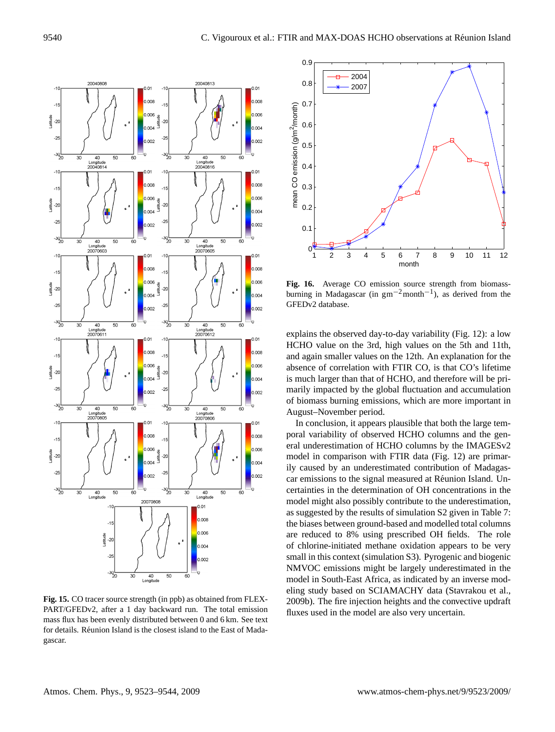**Fig. 15.** CO tracer source strength (in ppb) as obtained from FLEXPART/GFEDv2, after a 1 day backward run. The total emission mass flux has been evenly distributed between 0 and 6 km. See text for details. Réunion Island is the closest island to the East of Madagascar.

**Fig. 16.** Average CO emission source strength from biomass-burning in Madagascar (in $\mathrm{g\,m^{-2}\,month^{-1}}$), as derived from the GFEDv2 database.

explains the observed day-to-day variability (Fig. 12): a low HCHO value on the 3rd, high values on the 5th and 11th, and again smaller values on the 12th. An explanation for the absence of correlation with FTIR CO, is that CO's lifetime is much larger than that of HCHO, and therefore will be primarily impacted by the global fluctuation and accumulation of biomass burning emissions, which are more important in August–November period.

In conclusion, it appears plausible that both the large temporal variability of observed HCHO columns and the general underestimation of HCHO columns by the IMAGESv2 model in comparison with FTIR data (Fig. 12) are primarily caused by an underestimated contribution of Madagascar emissions to the signal measured at Réunion Island. Uncertainties in the determination of OH concentrations in the model might also possibly contribute to the underestimation, as suggested by the results of simulation S2 given in Table 7: the biases between ground-based and modelled total columns are reduced to 8% using prescribed OH fields. The role of chlorine-initiated methane oxidation appears to be very small in this context (simulation S3). Pyrogenic and biogenic NMVOC emissions might be largely underestimated in the model in South-East Africa, as indicated by an inverse modeling study based on SCIAMACHY data (Stavrakou et al., 2009b). The fire injection heights and the convective updraft fluxes used in the model are also very uncertain.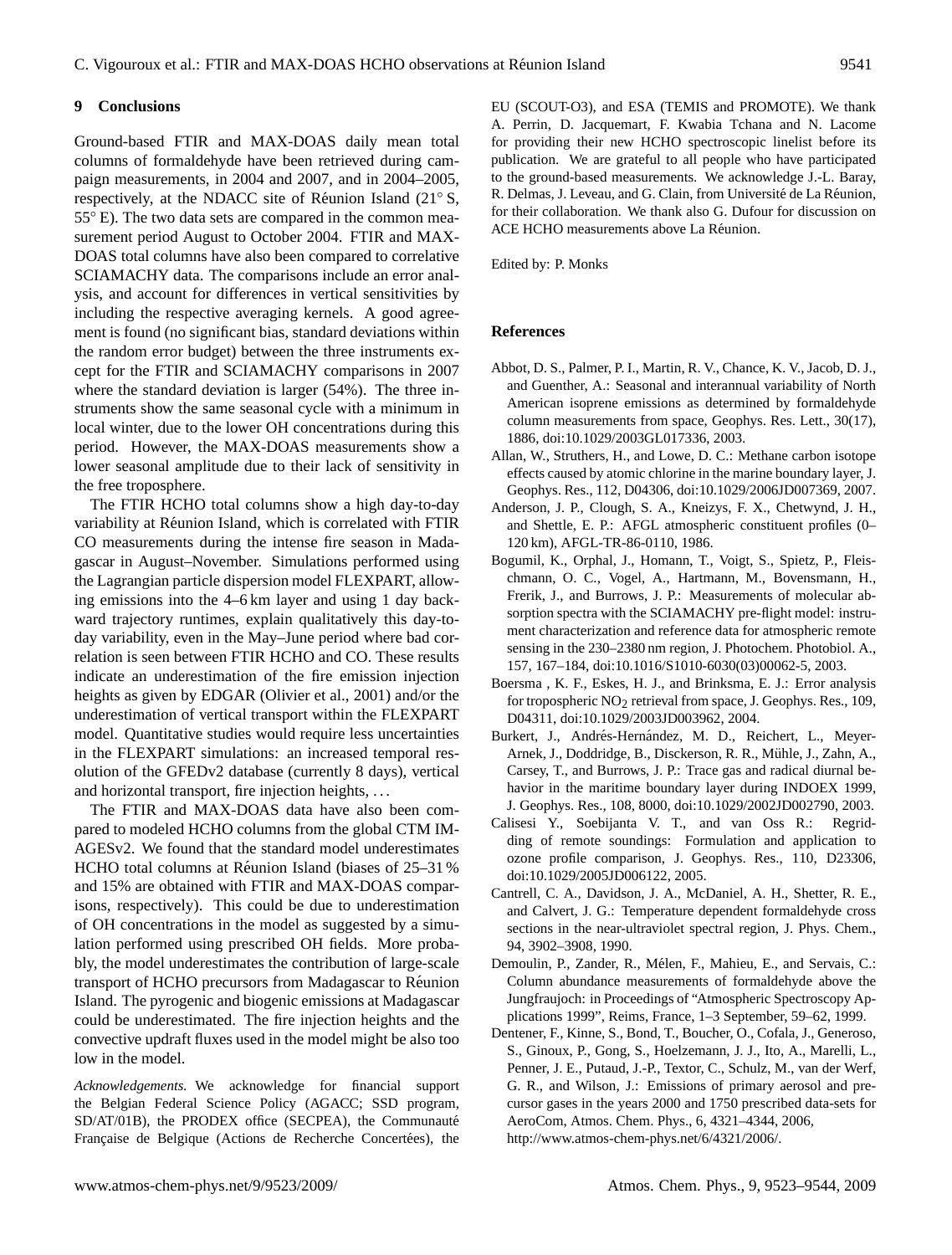## 9 Conclusions

Ground-based FTIR and MAX-DOAS daily mean total columns of formaldehyde have been retrieved during campaign measurements, in 2004 and 2007, and in 2004–2005, respectively, at the NDACC site of Réunion Island (21° S, 55° E). The two data sets are compared in the common measurement period August to October 2004. FTIR and MAX-DOAS total columns have also been compared to correlative SCIAMACHY data. The comparisons include an error analysis, and account for differences in vertical sensitivities by including the respective averaging kernels. A good agreement is found (no significant bias, standard deviations within the random error budget) between the three instruments except for the FTIR and SCIAMACHY comparisons in 2007 where the standard deviation is larger (54%). The three instruments show the same seasonal cycle with a minimum in local winter, due to the lower OH concentrations during this period. However, the MAX-DOAS measurements show a lower seasonal amplitude due to their lack of sensitivity in the free troposphere.

The FTIR HCHO total columns show a high day-to-day variability at Réunion Island, which is correlated with FTIR CO measurements during the intense fire season in Madagascar in August–November. Simulations performed using the Lagrangian particle dispersion model FLEXPART, allowing emissions into the 4–6 km layer and using 1 day backward trajectory runtimes, explain qualitatively this day-to-day variability, even in the May–June period where bad correlation is seen between FTIR HCHO and CO. These results indicate an underestimation of the fire emission injection heights as given by EDGAR (Olivier et al., 2001) and/or the underestimation of vertical transport within the FLEXPART model. Quantitative studies would require less uncertainties in the FLEXPART simulations: an increased temporal resolution of the GFEDv2 database (currently 8 days), vertical and horizontal transport, fire injection heights, ...

The FTIR and MAX-DOAS data have also been compared to modeled HCHO columns from the global CTM IMAGESv2. We found that the standard model underestimates HCHO total columns at Réunion Island (biases of 25–31 % and 15% are obtained with FTIR and MAX-DOAS comparisons, respectively). This could be due to underestimation of OH concentrations in the model as suggested by a simulation performed using prescribed OH fields. More probably, the model underestimates the contribution of large-scale transport of HCHO precursors from Madagascar to Réunion Island. The pyrogenic and biogenic emissions at Madagascar could be underestimated. The fire injection heights and the convective updraft fluxes used in the model might be also too low in the model.

*Acknowledgements.* We acknowledge for financial support the Belgian Federal Science Policy (AGACC; SSD program, SD/AT/01B), the PRODEX office (SECPEA), the Communauté Française de Belgique (Actions de Recherche Concertées), the EU (SCOUT-O3), and ESA (TEMIS and PROMOTE). We thank A. Perrin, D. Jacquemart, F. Kwabia Tchana and N. Lacome for providing their new HCHO spectroscopic linelist before its publication. We are grateful to all people who have participated to the ground-based measurements. We acknowledge J.-L. Baray, R. Delmas, J. Leveau, and G. Clain, from Université de La Réunion, for their collaboration. We thank also G. Dufour for discussion on ACE HCHO measurements above La Réunion.

Edited by: P. Monks

## References

Abbot, D. S., Palmer, P. I., Martin, R. V., Chance, K. V., Jacob, D. J., and Guenther, A.: Seasonal and interannual variability of North American isoprene emissions as determined by formaldehyde column measurements from space, Geophys. Res. Lett., 30(17), 1886, doi:10.1029/2003GL017336, 2003.

Allan, W., Struthers, H., and Lowe, D. C.: Methane carbon isotope effects caused by atomic chlorine in the marine boundary layer, J. Geophys. Res., 112, D04306, doi:10.1029/2006JD007369, 2007.

Anderson, J. P., Clough, S. A., Kneizys, F. X., Chetwynd, J. H., and Shettle, E. P.: AFGL atmospheric constituent profiles (0–120 km), AFGL-TR-86-0110, 1986.

Bogumil, K., Orphal, J., Homann, T., Voigt, S., Spietz, P., Fleischmann, O. C., Vogel, A., Hartmann, M., Bovensmann, H., Frerik, J., and Burrows, J. P.: Measurements of molecular absorption spectra with the SCIAMACHY pre-flight model: instrument characterization and reference data for atmospheric remote sensing in the 230–2380 nm region, J. Photochem. Photobiol. A., 157, 167–184, doi:10.1016/S1010-6030(03)00062-5, 2003.

Boersma , K. F., Eskes, H. J., and Brinksma, E. J.: Error analysis for tropospheric $NO_2$ retrieval from space, J. Geophys. Res., 109, D04311, doi:10.1029/2003JD003962, 2004.

Burkert, J., Andrés-Hernández, M. D., Reichert, L., Meyer-Arnek, J., Doddridge, B., Disckerson, R. R., Mühle, J., Zahn, A., Carsey, T., and Burrows, J. P.: Trace gas and radical diurnal behavior in the maritime boundary layer during INDOEX 1999, J. Geophys. Res., 108, 8000, doi:10.1029/2002JD002790, 2003.

Calisesi Y., Soebijanta V. T., and van Oss R.: Regridding of remote soundings: Formulation and application to ozone profile comparison, J. Geophys. Res., 110, D23306, doi:10.1029/2005JD006122, 2005.

Cantrell, C. A., Davidson, J. A., McDaniel, A. H., Shetter, R. E., and Calvert, J. G.: Temperature dependent formaldehyde cross sections in the near-ultraviolet spectral region, J. Phys. Chem., 94, 3902–3908, 1990.

Demoulin, P., Zander, R., Mélen, F., Mahieu, E., and Servais, C.: Column abundance measurements of formaldehyde above the Jungfraujoch: in Proceedings of "Atmospheric Spectroscopy Applications 1999", Reims, France, 1–3 September, 59–62, 1999.

Dentener, F., Kinne, S., Bond, T., Boucher, O., Cofala, J., Generoso, S., Ginoux, P., Gong, S., Hoelzemann, J. J., Ito, A., Marelli, L., Penner, J. E., Putaud, J.-P., Textor, C., Schulz, M., van der Werf, G. R., and Wilson, J.: Emissions of primary aerosol and precursor gases in the years 2000 and 1750 prescribed data-sets for AeroCom, Atmos. Chem. Phys., 6, 4321–4344, 2006, http://www.atmos-chem-phys.net/6/4321/2006/.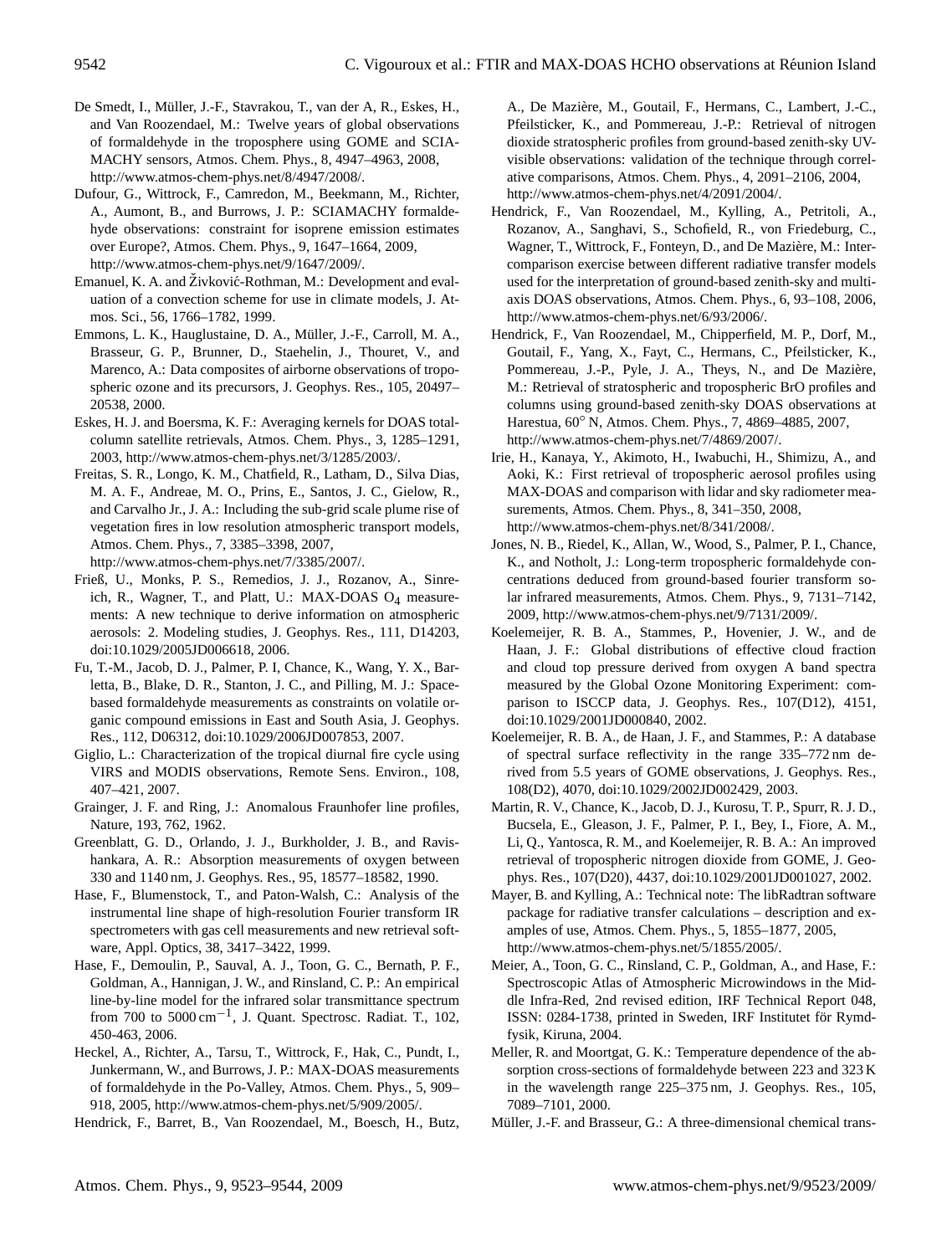De Smedt, I., Müller, J.-F., Stavrakou, T., van der A, R., Eskes, H., and Van Roozendael, M.: Twelve years of global observations of formaldehyde in the troposphere using GOME and SCIAMACHY sensors, Atmos. Chem. Phys., 8, 4947–4963, 2008, http://www.atmos-chem-phys.net/8/4947/2008/.

Dufour, G., Wittrock, F., Camredon, M., Beekmann, M., Richter, A., Aumont, B., and Burrows, J. P.: SCIAMACHY formaldehyde observations: constraint for isoprene emission estimates over Europe?, Atmos. Chem. Phys., 9, 1647–1664, 2009, http://www.atmos-chem-phys.net/9/1647/2009/.

Emanuel, K. A. and Živković-Rothman, M.: Development and evaluation of a convection scheme for use in climate models, J. Atmos. Sci., 56, 1766–1782, 1999.

Emmons, L. K., Hauglustaine, D. A., Müller, J.-F., Carroll, M. A., Brasseur, G. P., Brunner, D., Staehelin, J., Thouret, V., and Marenco, A.: Data composites of airborne observations of tropospheric ozone and its precursors, J. Geophys. Res., 105, 20497–20538, 2000.

Eskes, H. J. and Boersma, K. F.: Averaging kernels for DOAS total-column satellite retrievals, Atmos. Chem. Phys., 3, 1285–1291, 2003, http://www.atmos-chem-phys.net/3/1285/2003/.

Freitas, S. R., Longo, K. M., Chatfield, R., Latham, D., Silva Dias, M. A. F., Andreae, M. O., Prins, E., Santos, J. C., Gielow, R., and Carvalho Jr., J. A.: Including the sub-grid scale plume rise of vegetation fires in low resolution atmospheric transport models, Atmos. Chem. Phys., 7, 3385–3398, 2007, http://www.atmos-chem-phys.net/7/3385/2007/.

Frieß, U., Monks, P. S., Remedios, J. J., Rozanov, A., Sinreich, R., Wagner, T., and Platt, U.: MAX-DOAS $O_4$ measurements: A new technique to derive information on atmospheric aerosols: 2. Modeling studies, J. Geophys. Res., 111, D14203, doi:10.1029/2005JD006618, 2006.

Fu, T.-M., Jacob, D. J., Palmer, P. I, Chance, K., Wang, Y. X., Barletta, B., Blake, D. R., Stanton, J. C., and Pilling, M. J.: Space-based formaldehyde measurements as constraints on volatile organic compound emissions in East and South Asia, J. Geophys. Res., 112, D06312, doi:10.1029/2006JD007853, 2007.

Giglio, L.: Characterization of the tropical diurnal fire cycle using VIRS and MODIS observations, Remote Sens. Environ., 108, 407–421, 2007.

Grainger, J. F. and Ring, J.: Anomalous Fraunhofer line profiles, Nature, 193, 762, 1962.

Greenblatt, G. D., Orlando, J. J., Burkholder, J. B., and Ravishankara, A. R.: Absorption measurements of oxygen between 330 and 1140 nm, J. Geophys. Res., 95, 18577–18582, 1990.

Hase, F., Blumenstock, T., and Paton-Walsh, C.: Analysis of the instrumental line shape of high-resolution Fourier transform IR spectrometers with gas cell measurements and new retrieval software, Appl. Optics, 38, 3417–3422, 1999.

Hase, F., Demoulin, P., Sauval, A. J., Toon, G. C., Bernath, P. F., Goldman, A., Hannigan, J. W., and Rinsland, C. P.: An empirical line-by-line model for the infrared solar transmittance spectrum from 700 to 5000 $cm^{-1}$, J. Quant. Spectrosc. Radiat. T., 102, 450–463, 2006.

Heckel, A., Richter, A., Tarsu, T., Wittrock, F., Hak, C., Pundt, I., Junkermann, W., and Burrows, J. P.: MAX-DOAS measurements of formaldehyde in the Po-Valley, Atmos. Chem. Phys., 5, 909–918, 2005, http://www.atmos-chem-phys.net/5/909/2005/.

Hendrick, F., Barret, B., Van Roozendael, M., Boesch, H., Butz, A., De Mazière, M., Goutail, F., Hermans, C., Lambert, J.-C., Pfeilsticker, K., and Pommereau, J.-P.: Retrieval of nitrogen dioxide stratospheric profiles from ground-based zenith-sky UV-visible observations: validation of the technique through correlative comparisons, Atmos. Chem. Phys., 4, 2091–2106, 2004, http://www.atmos-chem-phys.net/4/2091/2004/.

Hendrick, F., Van Roozendael, M., Kylling, A., Petritoli, A., Rozanov, A., Sanghavi, S., Schofield, R., von Friedeburg, C., Wagner, T., Wittrock, F., Fonteyn, D., and De Mazière, M.: Intercomparison exercise between different radiative transfer models used for the interpretation of ground-based zenith-sky and multi-axis DOAS observations, Atmos. Chem. Phys., 6, 93–108, 2006, http://www.atmos-chem-phys.net/6/93/2006/.

Hendrick, F., Van Roozendael, M., Chipperfield, M. P., Dorf, M., Goutail, F., Yang, X., Fayt, C., Hermans, C., Pfeilsticker, K., Pommereau, J.-P., Pyle, J. A., Theys, N., and De Mazière, M.: Retrieval of stratospheric and tropospheric BrO profiles and columns using ground-based zenith-sky DOAS observations at Harestua, 60° N, Atmos. Chem. Phys., 7, 4869–4885, 2007, http://www.atmos-chem-phys.net/7/4869/2007/.

Irie, H., Kanaya, Y., Akimoto, H., Iwabuchi, H., Shimizu, A., and Aoki, K.: First retrieval of tropospheric aerosol profiles using MAX-DOAS and comparison with lidar and sky radiometer measurements, Atmos. Chem. Phys., 8, 341–350, 2008, http://www.atmos-chem-phys.net/8/341/2008/.

Jones, N. B., Riedel, K., Allan, W., Wood, S., Palmer, P. I., Chance, K., and Notholt, J.: Long-term tropospheric formaldehyde concentrations deduced from ground-based fourier transform solar infrared measurements, Atmos. Chem. Phys., 9, 7131–7142, 2009, http://www.atmos-chem-phys.net/9/7131/2009/.

Koelemeijer, R. B. A., Stammes, P., Hovenier, J. W., and de Haan, J. F.: Global distributions of effective cloud fraction and cloud top pressure derived from oxygen A band spectra measured by the Global Ozone Monitoring Experiment: comparison to ISCCP data, J. Geophys. Res., 107(D12), 4151, doi:10.1029/2001JD000840, 2002.

Koelemeijer, R. B. A., de Haan, J. F., and Stammes, P.: A database of spectral surface reflectivity in the range 335–772 nm derived from 5.5 years of GOME observations, J. Geophys. Res., 108(D2), 4070, doi:10.1029/2002JD002429, 2003.

Martin, R. V., Chance, K., Jacob, D. J., Kurosu, T. P., Spurr, R. J. D., Bucsela, E., Gleason, J. F., Palmer, P. I., Bey, I., Fiore, A. M., Li, Q., Yantosca, R. M., and Koelemeijer, R. B. A.: An improved retrieval of tropospheric nitrogen dioxide from GOME, J. Geophys. Res., 107(D20), 4437, doi:10.1029/2001JD001027, 2002.

Mayer, B. and Kylling, A.: Technical note: The libRadtran software package for radiative transfer calculations – description and examples of use, Atmos. Chem. Phys., 5, 1855–1877, 2005, http://www.atmos-chem-phys.net/5/1855/2005/.

Meier, A., Toon, G. C., Rinsland, C. P., Goldman, A., and Hase, F.: Spectroscopic Atlas of Atmospheric Microwindows in the Middle Infra-Red, 2nd revised edition, IRF Technical Report 048, ISSN: 0284-1738, printed in Sweden, IRF Institutet för Rymdfysik, Kiruna, 2004.

Meller, R. and Moortgat, G. K.: Temperature dependence of the absorption cross-sections of formaldehyde between 223 and 323 K in the wavelength range 225–375 nm, J. Geophys. Res., 105, 7089–7101, 2000.

Müller, J.-F. and Brasseur, G.: A three-dimensional chemical trans-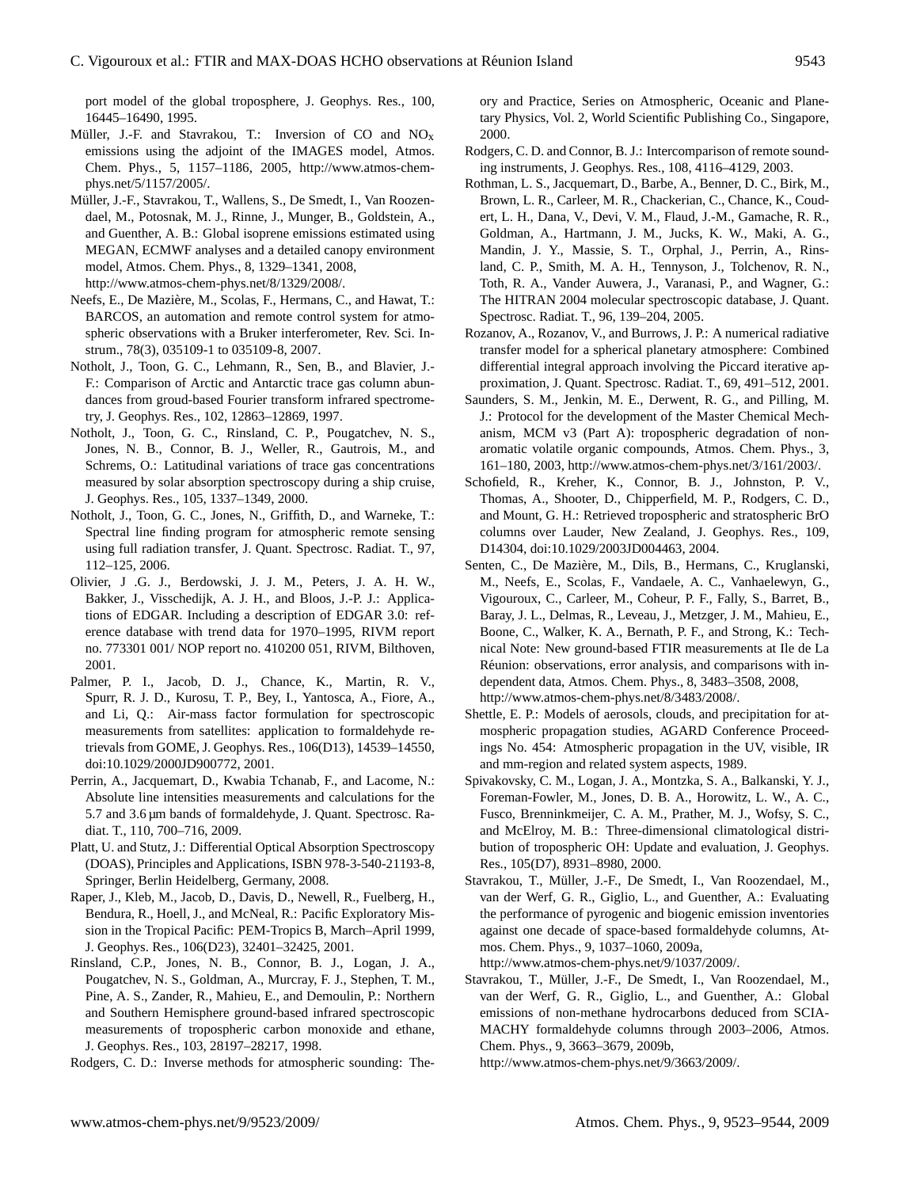port model of the global troposphere, J. Geophys. Res., 100, 16445–16490, 1995.

Müller, J.-F. and Stavrakou, T.: Inversion of CO and $NO_x$ emissions using the adjoint of the IMAGES model, Atmos. Chem. Phys., 5, 1157–1186, 2005, http://www.atmos-chem-phys.net/5/1157/2005/.

Müller, J.-F., Stavrakou, T., Wallens, S., De Smedt, I., Van Roozendael, M., Potosnak, M. J., Rinne, J., Munger, B., Goldstein, A., and Guenther, A. B.: Global isoprene emissions estimated using MEGAN, ECMWF analyses and a detailed canopy environment model, Atmos. Chem. Phys., 8, 1329–1341, 2008, http://www.atmos-chem-phys.net/8/1329/2008/.

Neefs, E., De Mazière, M., Scolas, F., Hermans, C., and Hawat, T.: BARCOS, an automation and remote control system for atmospheric observations with a Bruker interferometer, Rev. Sci. Instrum., 78(3), 035109-1 to 035109-8, 2007.

Notholt, J., Toon, G. C., Lehmann, R., Sen, B., and Blavier, J.-F.: Comparison of Arctic and Antarctic trace gas column abundances from groud-based Fourier transform infrared spectrometry, J. Geophys. Res., 102, 12863–12869, 1997.

Notholt, J., Toon, G. C., Rinsland, C. P., Pougatchev, N. S., Jones, N. B., Connor, B. J., Weller, R., Gautrois, M., and Schrems, O.: Latitudinal variations of trace gas concentrations measured by solar absorption spectroscopy during a ship cruise, J. Geophys. Res., 105, 1337–1349, 2000.

Notholt, J., Toon, G. C., Jones, N., Griffith, D., and Warneke, T.: Spectral line finding program for atmospheric remote sensing using full radiation transfer, J. Quant. Spectrosc. Radiat. T., 97, 112–125, 2006.

Olivier, J .G. J., Berdowski, J. J. M., Peters, J. A. H. W., Bakker, J., Visschedijk, A. J. H., and Bloos, J.-P. J.: Applications of EDGAR. Including a description of EDGAR 3.0: reference database with trend data for 1970–1995, RIVM report no. 773301 001/ NOP report no. 410200 051, RIVM, Bilthoven, 2001.

Palmer, P. I., Jacob, D. J., Chance, K., Martin, R. V., Spurr, R. J. D., Kurosu, T. P., Bey, I., Yantosca, A., Fiore, A., and Li, Q.: Air-mass factor formulation for spectroscopic measurements from satellites: application to formaldehyde retrievals from GOME, J. Geophys. Res., 106(D13), 14539–14550, doi:10.1029/2000JD900772, 2001.

Perrin, A., Jacquemart, D., Kwabia Tchanab, F., and Lacome, N.: Absolute line intensities measurements and calculations for the 5.7 and 3.6 µm bands of formaldehyde, J. Quant. Spectrosc. Radiat. T., 110, 700–716, 2009.

Platt, U. and Stutz, J.: Differential Optical Absorption Spectroscopy (DOAS), Principles and Applications, ISBN 978-3-540-21193-8, Springer, Berlin Heidelberg, Germany, 2008.

Raper, J., Kleb, M., Jacob, D., Davis, D., Newell, R., Fuelberg, H., Bendura, R., Hoell, J., and McNeal, R.: Pacific Exploratory Mission in the Tropical Pacific: PEM-Tropics B, March–April 1999, J. Geophys. Res., 106(D23), 32401–32425, 2001.

Rinsland, C.P., Jones, N. B., Connor, B. J., Logan, J. A., Pougatchev, N. S., Goldman, A., Murcray, F. J., Stephen, T. M., Pine, A. S., Zander, R., Mahieu, E., and Demoulin, P.: Northern and Southern Hemisphere ground-based infrared spectroscopic measurements of tropospheric carbon monoxide and ethane, J. Geophys. Res., 103, 28197–28217, 1998.

Rodgers, C. D.: Inverse methods for atmospheric sounding: Theory and Practice, Series on Atmospheric, Oceanic and Planetary Physics, Vol. 2, World Scientific Publishing Co., Singapore, 2000.

Rodgers, C. D. and Connor, B. J.: Intercomparison of remote sounding instruments, J. Geophys. Res., 108, 4116–4129, 2003.

Rothman, L. S., Jacquemart, D., Barbe, A., Benner, D. C., Birk, M., Brown, L. R., Carleer, M. R., Chackerian, C., Chance, K., Coudert, L. H., Dana, V., Devi, V. M., Flaud, J.-M., Gamache, R. R., Goldman, A., Hartmann, J. M., Jucks, K. W., Maki, A. G., Mandin, J. Y., Massie, S. T., Orphal, J., Perrin, A., Rinsland, C. P., Smith, M. A. H., Tennyson, J., Tolchenov, R. N., Toth, R. A., Vander Auwera, J., Varanasi, P., and Wagner, G.: The HITRAN 2004 molecular spectroscopic database, J. Quant. Spectrosc. Radiat. T., 96, 139–204, 2005.

Rozanov, A., Rozanov, V., and Burrows, J. P.: A numerical radiative transfer model for a spherical planetary atmosphere: Combined differential integral approach involving the Piccard iterative approximation, J. Quant. Spectrosc. Radiat. T., 69, 491–512, 2001.

Saunders, S. M., Jenkin, M. E., Derwent, R. G., and Pilling, M. J.: Protocol for the development of the Master Chemical Mechanism, MCM v3 (Part A): tropospheric degradation of non-aromatic volatile organic compounds, Atmos. Chem. Phys., 3, 161–180, 2003, http://www.atmos-chem-phys.net/3/161/2003/.

Schofield, R., Kreher, K., Connor, B. J., Johnston, P. V., Thomas, A., Shooter, D., Chipperfield, M. P., Rodgers, C. D., and Mount, G. H.: Retrieved tropospheric and stratospheric BrO columns over Lauder, New Zealand, J. Geophys. Res., 109, D14304, doi:10.1029/2003JD004463, 2004.

Senten, C., De Mazière, M., Dils, B., Hermans, C., Kruglanski, M., Neefs, E., Scolas, F., Vandaele, A. C., Vanhaelewyn, G., Vigouroux, C., Carleer, M., Coheur, P. F., Fally, S., Barret, B., Baray, J. L., Delmas, R., Leveau, J., Metzger, J. M., Mahieu, E., Boone, C., Walker, K. A., Bernath, P. F., and Strong, K.: Technical Note: New ground-based FTIR measurements at Ile de La Réunion: observations, error analysis, and comparisons with independent data, Atmos. Chem. Phys., 8, 3483–3508, 2008, http://www.atmos-chem-phys.net/8/3483/2008/.

Shettle, E. P.: Models of aerosols, clouds, and precipitation for atmospheric propagation studies, AGARD Conference Proceedings No. 454: Atmospheric propagation in the UV, visible, IR and mm-region and related system aspects, 1989.

Spivakovsky, C. M., Logan, J. A., Montzka, S. A., Balkanski, Y. J., Foreman-Fowler, M., Jones, D. B. A., Horowitz, L. W., A. C., Fusco, Brenninkmeijer, C. A. M., Prather, M. J., Wofsy, S. C., and McElroy, M. B.: Three-dimensional climatological distribution of tropospheric OH: Update and evaluation, J. Geophys. Res., 105(D7), 8931–8980, 2000.

Stavrakou, T., Müller, J.-F., De Smedt, I., Van Roozendael, M., van der Werf, G. R., Giglio, L., and Guenther, A.: Evaluating the performance of pyrogenic and biogenic emission inventories against one decade of space-based formaldehyde columns, Atmos. Chem. Phys., 9, 1037–1060, 2009a, http://www.atmos-chem-phys.net/9/1037/2009/.

Stavrakou, T., Müller, J.-F., De Smedt, I., Van Roozendael, M., van der Werf, G. R., Giglio, L., and Guenther, A.: Global emissions of non-methane hydrocarbons deduced from SCIAMACHY formaldehyde columns through 2003–2006, Atmos. Chem. Phys., 9, 3663–3679, 2009b, http://www.atmos-chem-phys.net/9/3663/2009/.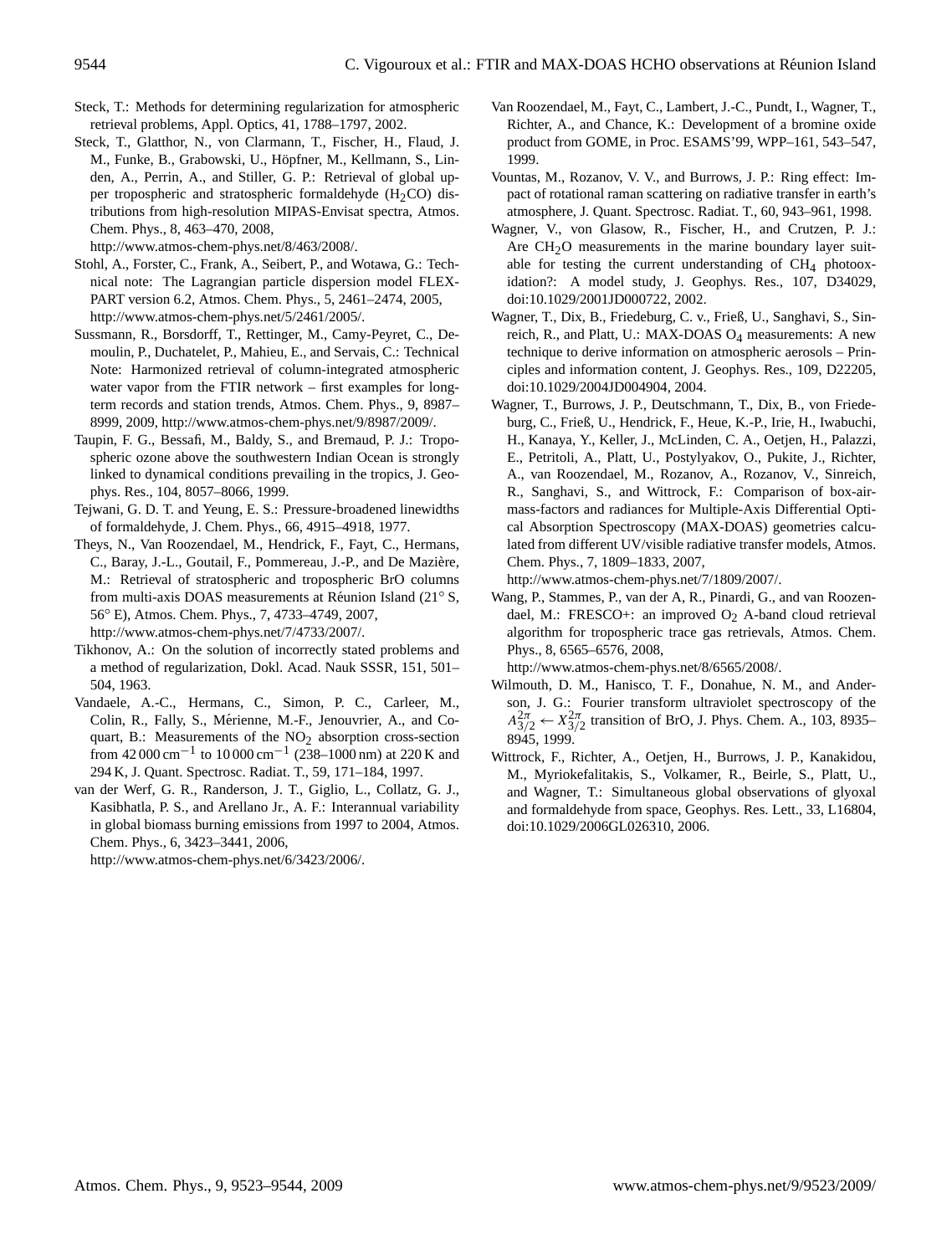Steck, T.: Methods for determining regularization for atmospheric retrieval problems, Appl. Optics, 41, 1788–1797, 2002.

Steck, T., Glatthor, N., von Clarmann, T., Fischer, H., Flaud, J. M., Funke, B., Grabowski, U., Höpfner, M., Kellmann, S., Linden, A., Perrin, A., and Stiller, G. P.: Retrieval of global upper tropospheric and stratospheric formaldehyde ($H_2CO$) distributions from high-resolution MIPAS-Envisat spectra, Atmos. Chem. Phys., 8, 463–470, 2008, http://www.atmos-chem-phys.net/8/463/2008/.

Stohl, A., Forster, C., Frank, A., Seibert, P., and Wotawa, G.: Technical note: The Lagrangian particle dispersion model FLEXPART version 6.2, Atmos. Chem. Phys., 5, 2461–2474, 2005, http://www.atmos-chem-phys.net/5/2461/2005/.

Sussmann, R., Borsdorff, T., Rettinger, M., Camy-Peyret, C., Demoulin, P., Duchatelet, P., Mahieu, E., and Servais, C.: Technical Note: Harmonized retrieval of column-integrated atmospheric water vapor from the FTIR network – first examples for long-term records and station trends, Atmos. Chem. Phys., 9, 8987–8999, 2009, http://www.atmos-chem-phys.net/9/8987/2009/.

Taupin, F. G., Bessafi, M., Baldy, S., and Bremaud, P. J.: Tropospheric ozone above the southwestern Indian Ocean is strongly linked to dynamical conditions prevailing in the tropics, J. Geophys. Res., 104, 8057–8066, 1999.

Tejwani, G. D. T. and Yeung, E. S.: Pressure-broadened linewidths of formaldehyde, J. Chem. Phys., 66, 4915–4918, 1977.

Theys, N., Van Roozendael, M., Hendrick, F., Fayt, C., Hermans, C., Baray, J.-L., Goutail, F., Pommereau, J.-P., and De Mazière, M.: Retrieval of stratospheric and tropospheric BrO columns from multi-axis DOAS measurements at Réunion Island (21° S, 56° E), Atmos. Chem. Phys., 7, 4733–4749, 2007, http://www.atmos-chem-phys.net/7/4733/2007/.

Tikhonov, A.: On the solution of incorrectly stated problems and a method of regularization, Dokl. Acad. Nauk SSSR, 151, 501–504, 1963.

Vandaele, A.-C., Hermans, C., Simon, P. C., Carleer, M., Colin, R., Fally, S., Mérienne, M.-F., Jenouvrier, A., and Coquart, B.: Measurements of the $NO_2$ absorption cross-section from 42 000 $cm^{-1}$ to 10 000 $cm^{-1}$ (238–1000 nm) at 220 K and 294 K, J. Quant. Spectrosc. Radiat. T., 59, 171–184, 1997.

van der Werf, G. R., Randerson, J. T., Giglio, L., Collatz, G. J., Kasibhatla, P. S., and Arellano Jr., A. F.: Interannual variability in global biomass burning emissions from 1997 to 2004, Atmos. Chem. Phys., 6, 3423–3441, 2006, http://www.atmos-chem-phys.net/6/3423/2006/.

Van Roozendael, M., Fayt, C., Lambert, J.-C., Pundt, I., Wagner, T., Richter, A., and Chance, K.: Development of a bromine oxide product from GOME, in Proc. ESAMS'99, WPP–161, 543–547, 1999.

Vountas, M., Rozanov, V. V., and Burrows, J. P.: Ring effect: Impact of rotational raman scattering on radiative transfer in earth's atmosphere, J. Quant. Spectrosc. Radiat. T., 60, 943–961, 1998.

Wagner, V., von Glasow, R., Fischer, H., and Crutzen, P. J.: Are $CH_2O$ measurements in the marine boundary layer suitable for testing the current understanding of $CH_4$ photooxidation?: A model study, J. Geophys. Res., 107, D34029, doi:10.1029/2001JD000722, 2002.

Wagner, T., Dix, B., Friedeburg, C. v., Frieß, U., Sanghavi, S., Sinreich, R., and Platt, U.: MAX-DOAS $O_4$ measurements: A new technique to derive information on atmospheric aerosols – Principles and information content, J. Geophys. Res., 109, D22205, doi:10.1029/2004JD004904, 2004.

Wagner, T., Burrows, J. P., Deutschmann, T., Dix, B., von Friedeburg, C., Frieß, U., Hendrick, F., Heue, K.-P., Irie, H., Iwabuchi, H., Kanaya, Y., Keller, J., McLinden, C. A., Oetjen, H., Palazzi, E., Petritoli, A., Platt, U., Postylyakov, O., Pukite, J., Richter, A., van Roozendael, M., Rozanov, A., Rozanov, V., Sinreich, R., Sanghavi, S., and Wittrock, F.: Comparison of box-air-mass-factors and radiances for Multiple-Axis Differential Optical Absorption Spectroscopy (MAX-DOAS) geometries calculated from different UV/visible radiative transfer models, Atmos. Chem. Phys., 7, 1809–1833, 2007, http://www.atmos-chem-phys.net/7/1809/2007/.

Wang, P., Stammes, P., van der A, R., Pinardi, G., and van Roozendael, M.: FRESCO+: an improved $O_2$ A-band cloud retrieval algorithm for tropospheric trace gas retrievals, Atmos. Chem. Phys., 8, 6565–6576, 2008, http://www.atmos-chem-phys.net/8/6565/2008/.

Wilmouth, D. M., Hanisco, T. F., Donahue, N. M., and Anderson, J. G.: Fourier transform ultraviolet spectroscopy of the $A^{2\pi}_{3/2} \leftarrow X^{2\pi}_{3/2}$ transition of BrO, J. Phys. Chem. A., 103, 8935–8945, 1999.

Wittrock, F., Richter, A., Oetjen, H., Burrows, J. P., Kanakidou, M., Myriokefalitakis, S., Volkamer, R., Beirle, S., Platt, U., and Wagner, T.: Simultaneous global observations of glyoxal and formaldehyde from space, Geophys. Res. Lett., 33, L16804, doi:10.1029/2006GL026310, 2006.